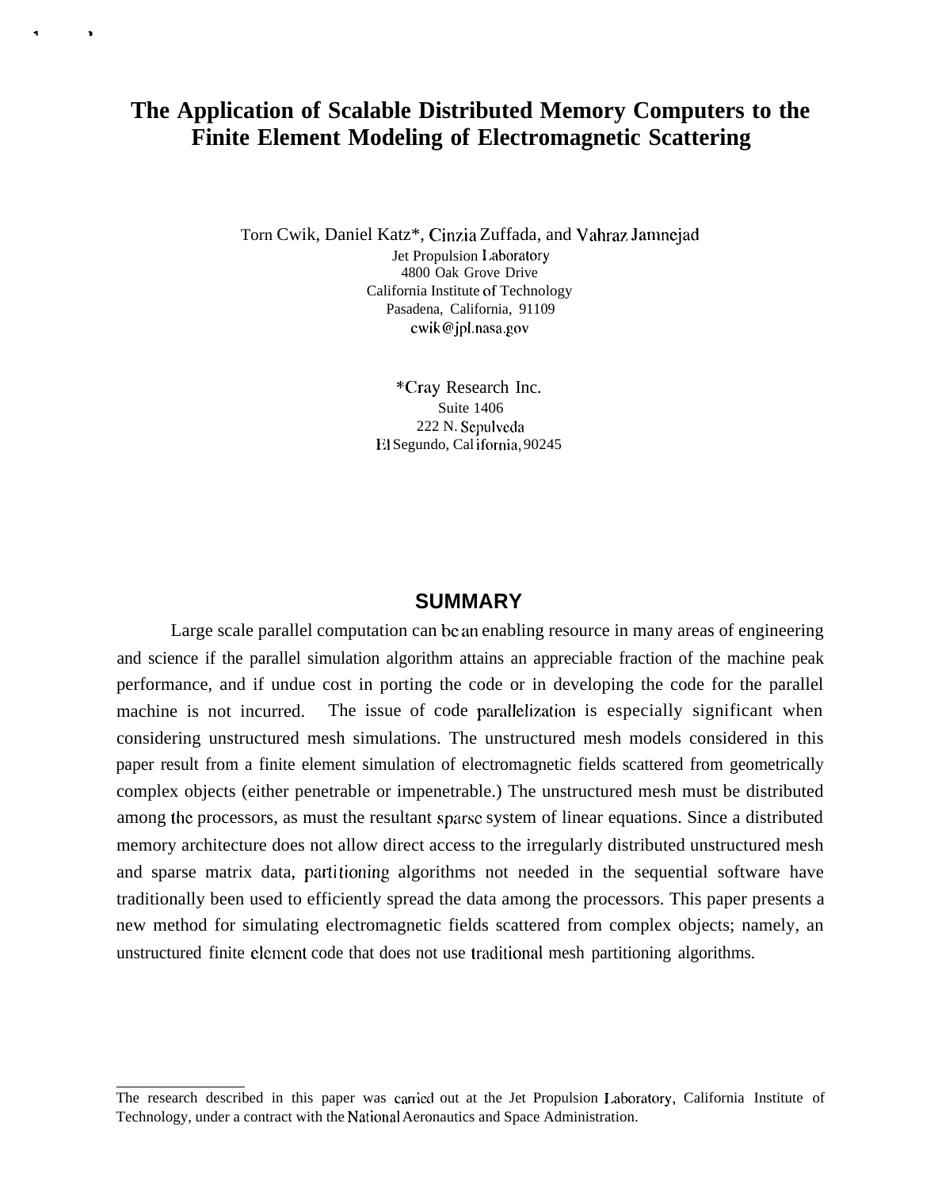# The Application of Scalable Distributed Memory Computers to the Finite Element Modeling of Electromagnetic Scattering

Torn Cwik, Daniel Katz*, Cinzia Zuffada, and Vahraz Jamnejad

Jet Propulsion Laboratory
4800 Oak Grove Drive
California Institute of Technology
Pasadena, California, 91109
cwik@jpl.nasa.gov

*Cray Research Inc.
Suite 1406
222 N. Sepulveda
El Segundo, California, 90245

## SUMMARY

Large scale parallel computation can be an enabling resource in many areas of engineering and science if the parallel simulation algorithm attains an appreciable fraction of the machine peak performance, and if undue cost in porting the code or in developing the code for the parallel machine is not incurred. The issue of code parallelization is especially significant when considering unstructured mesh simulations. The unstructured mesh models considered in this paper result from a finite element simulation of electromagnetic fields scattered from geometrically complex objects (either penetrable or impenetrable.) The unstructured mesh must be distributed among the processors, as must the resultant sparse system of linear equations. Since a distributed memory architecture does not allow direct access to the irregularly distributed unstructured mesh and sparse matrix data, partitioning algorithms not needed in the sequential software have traditionally been used to efficiently spread the data among the processors. This paper presents a new method for simulating electromagnetic fields scattered from complex objects; namely, an unstructured finite element code that does not use traditional mesh partitioning algorithms.

---

The research described in this paper was carried out at the Jet Propulsion Laboratory, California Institute of Technology, under a contract with the National Aeronautics and Space Administration.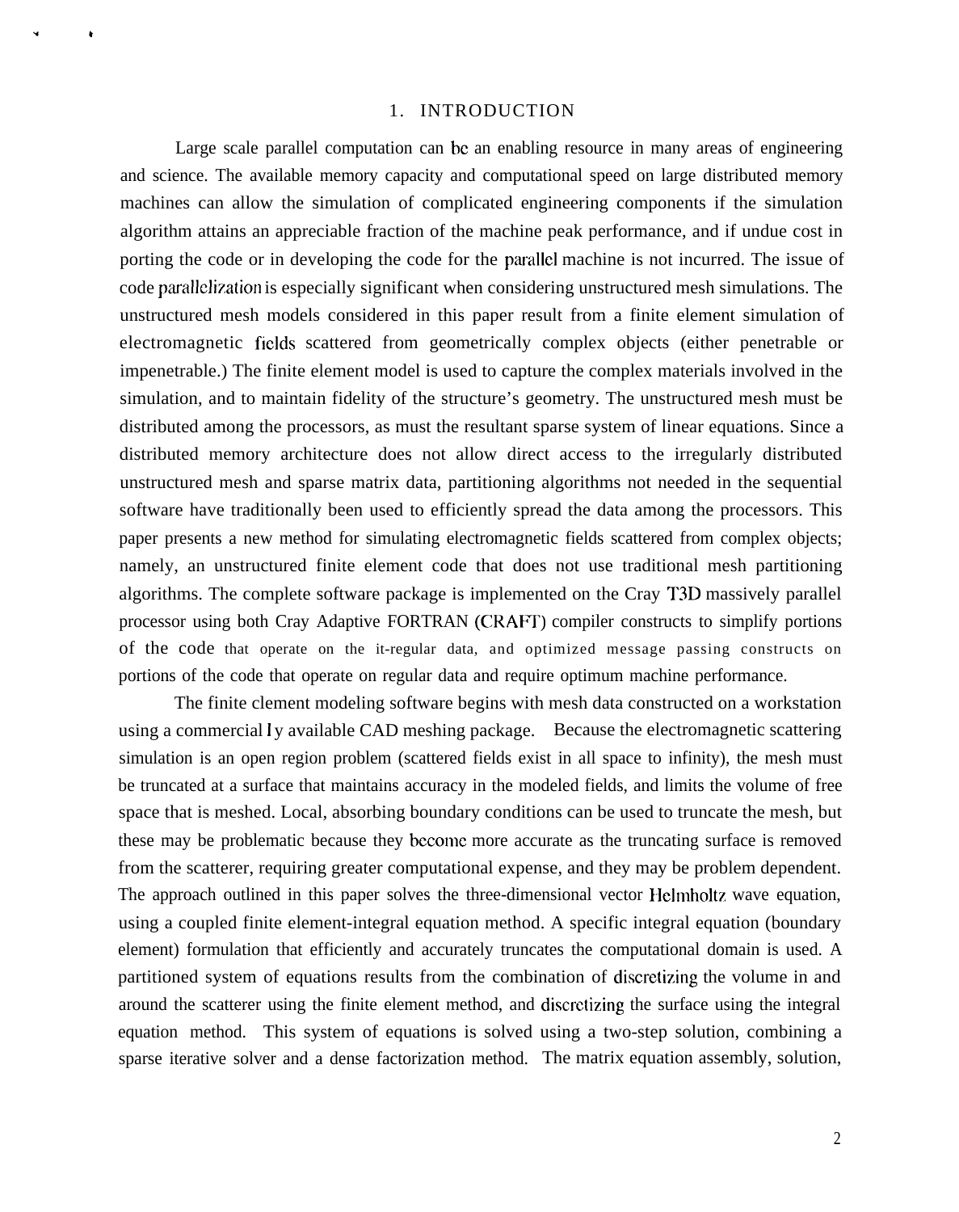# 1. INTRODUCTION

Large scale parallel computation can bc an enabling resource in many areas of engineering and science. The available memory capacity and computational speed on large distributed memory machines can allow the simulation of complicated engineering components if the simulation algorithm attains an appreciable fraction of the machine peak performance, and if undue cost in porting the code or in developing the code for the parallcl machine is not incurred. The issue of code parallclization is especially significant when considering unstructured mesh simulations. The unstructured mesh models considered in this paper result from a finite element simulation of electromagnetic fields scattered from geometrically complex objects (either penetrable or impenetrable.) The finite element model is used to capture the complex materials involved in the simulation, and to maintain fidelity of the structure's geometry. The unstructured mesh must be distributed among the processors, as must the resultant sparse system of linear equations. Since a distributed memory architecture does not allow direct access to the irregularly distributed unstructured mesh and sparse matrix data, partitioning algorithms not needed in the sequential software have traditionally been used to efficiently spread the data among the processors. This paper presents a new method for simulating electromagnetic fields scattered from complex objects; namely, an unstructured finite element code that does not use traditional mesh partitioning algorithms. The complete software package is implemented on the Cray T3D massively parallel processor using both Cray Adaptive FORTRAN (CRAFT) compiler constructs to simplify portions of the code that operate on the it-regular data, and optimized message passing constructs on portions of the code that operate on regular data and require optimum machine performance.

The finite clement modeling software begins with mesh data constructed on a workstation using a commercial l y available CAD meshing package. Because the electromagnetic scattering simulation is an open region problem (scattered fields exist in all space to infinity), the mesh must be truncated at a surface that maintains accuracy in the modeled fields, and limits the volume of free space that is meshed. Local, absorbing boundary conditions can be used to truncate the mesh, but these may be problematic because they bccomc more accurate as the truncating surface is removed from the scatterer, requiring greater computational expense, and they may be problem dependent. The approach outlined in this paper solves the three-dimensional vector Helmholtz wave equation, using a coupled finite element-integral equation method. A specific integral equation (boundary element) formulation that efficiently and accurately truncates the computational domain is used. A partitioned system of equations results from the combination of discretizing the volume in and around the scatterer using the finite element method, and discretizing the surface using the integral equation method. This system of equations is solved using a two-step solution, combining a sparse iterative solver and a dense factorization method. The matrix equation assembly, solution,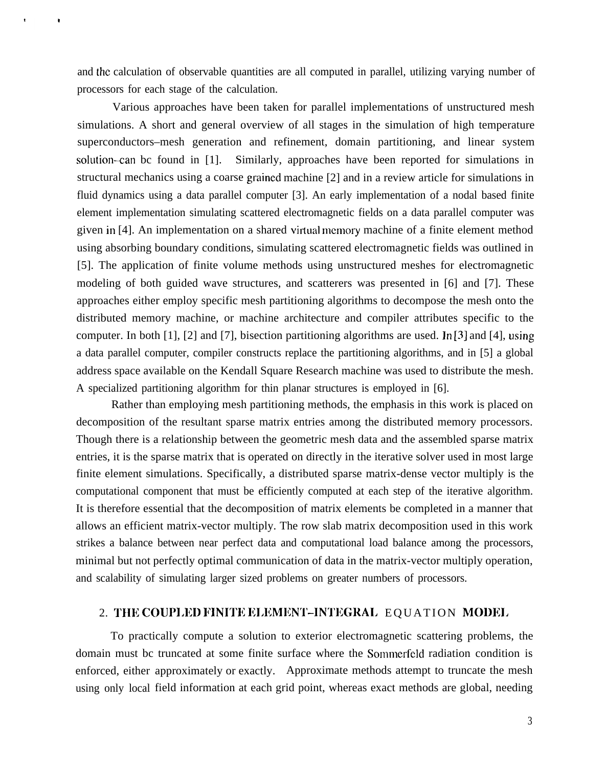and the calculation of observable quantities are all computed in parallel, utilizing varying number of processors for each stage of the calculation.

Various approaches have been taken for parallel implementations of unstructured mesh simulations. A short and general overview of all stages in the simulation of high temperature superconductors–mesh generation and refinement, domain partitioning, and linear system solution–can be found in [1]. Similarly, approaches have been reported for simulations in structural mechanics using a coarse grained machine [2] and in a review article for simulations in fluid dynamics using a data parallel computer [3]. An early implementation of a nodal based finite element implementation simulating scattered electromagnetic fields on a data parallel computer was given in [4]. An implementation on a shared virtual memory machine of a finite element method using absorbing boundary conditions, simulating scattered electromagnetic fields was outlined in [5]. The application of finite volume methods using unstructured meshes for electromagnetic modeling of both guided wave structures, and scatterers was presented in [6] and [7]. These approaches either employ specific mesh partitioning algorithms to decompose the mesh onto the distributed memory machine, or machine architecture and compiler attributes specific to the computer. In both [1], [2] and [7], bisection partitioning algorithms are used. In [3] and [4], using a data parallel computer, compiler constructs replace the partitioning algorithms, and in [5] a global address space available on the Kendall Square Research machine was used to distribute the mesh. A specialized partitioning algorithm for thin planar structures is employed in [6].

Rather than employing mesh partitioning methods, the emphasis in this work is placed on decomposition of the resultant sparse matrix entries among the distributed memory processors. Though there is a relationship between the geometric mesh data and the assembled sparse matrix entries, it is the sparse matrix that is operated on directly in the iterative solver used in most large finite element simulations. Specifically, a distributed sparse matrix-dense vector multiply is the computational component that must be efficiently computed at each step of the iterative algorithm. It is therefore essential that the decomposition of matrix elements be completed in a manner that allows an efficient matrix-vector multiply. The row slab matrix decomposition used in this work strikes a balance between near perfect data and computational load balance among the processors, minimal but not perfectly optimal communication of data in the matrix-vector multiply operation, and scalability of simulating larger sized problems on greater numbers of processors.

## 2. THE COUPLED FINITE ELEMENT–INTEGRAL EQUATION MODEL

To practically compute a solution to exterior electromagnetic scattering problems, the domain must be truncated at some finite surface where the Sommerfeld radiation condition is enforced, either approximately or exactly. Approximate methods attempt to truncate the mesh using only local field information at each grid point, whereas exact methods are global, needing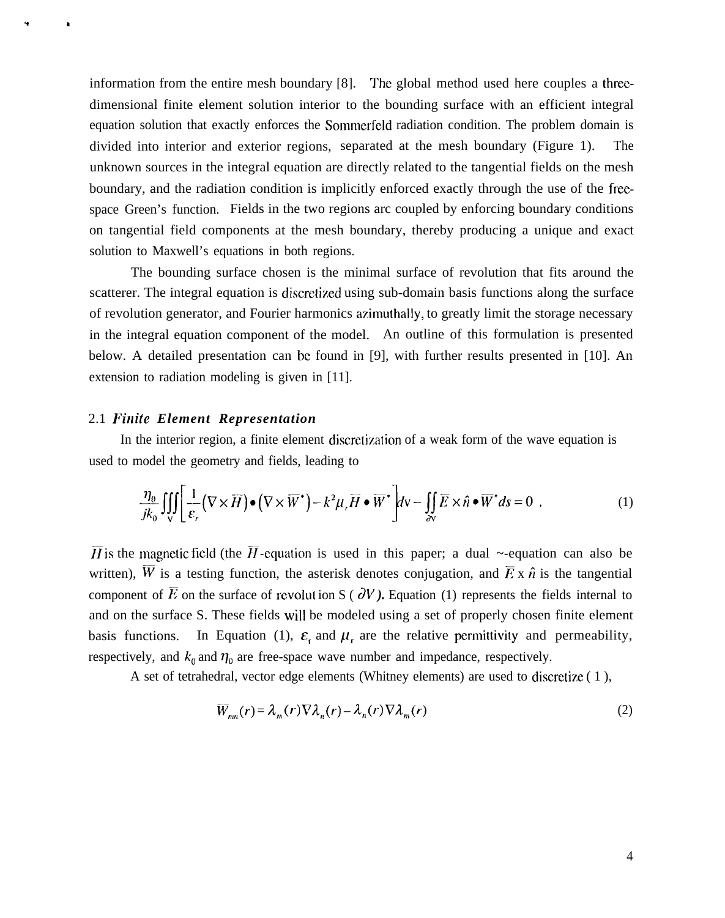information from the entire mesh boundary [8]. The global method used here couples a three-dimensional finite element solution interior to the bounding surface with an efficient integral equation solution that exactly enforces the Sommerfeld radiation condition. The problem domain is divided into interior and exterior regions, separated at the mesh boundary (Figure 1). The unknown sources in the integral equation are directly related to the tangential fields on the mesh boundary, and the radiation condition is implicitly enforced exactly through the use of the free-space Green's function. Fields in the two regions arc coupled by enforcing boundary conditions on tangential field components at the mesh boundary, thereby producing a unique and exact solution to Maxwell's equations in both regions.

The bounding surface chosen is the minimal surface of revolution that fits around the scatterer. The integral equation is discretized using sub-domain basis functions along the surface of revolution generator, and Fourier harmonics azimuthally, to greatly limit the storage necessary in the integral equation component of the model. An outline of this formulation is presented below. A detailed presentation can be found in [9], with further results presented in [10]. An extension to radiation modeling is given in [11].

## 2.1 *Finite Element Representation*

In the interior region, a finite element discretization of a weak form of the wave equation is used to model the geometry and fields, leading to

$$\frac{\eta_0}{jk_0}\iiint_V\left[\frac{1}{\varepsilon_r}\left(\nabla\times\overline{H}\right)\bullet\left(\nabla\times\overline{W}^*\right)-k^2\mu_r\overline{H}\bullet\overline{W}^*\right]dv-\iint_{\partial V}\overline{E}\times\hat{n}\bullet\overline{W}^*ds=0\ . \tag{1}$$

$\overline{H}$ is the magnetic field (the $\overline{H}$-equation is used in this paper; a dual ~-equation can also be written), $\overline{W}$ is a testing function, the asterisk denotes conjugation, and $\overline{E}$ x $\hat{n}$ is the tangential component of $\overline{E}$ on the surface of revolution S ( $\partial V$ ). Equation (1) represents the fields internal to and on the surface S. These fields will be modeled using a set of properly chosen finite element basis functions. In Equation (1), $\varepsilon_r$ and $\mu_r$ are the relative permittivity and permeability, respectively, and $k_0$ and $\eta_0$ are free-space wave number and impedance, respectively.

A set of tetrahedral, vector edge elements (Whitney elements) are used to discretize ( 1 ),

$$\overline{W}_{mn}(r)=\lambda_m(r)\nabla\lambda_n(r)-\lambda_n(r)\nabla\lambda_m(r) \tag{2}$$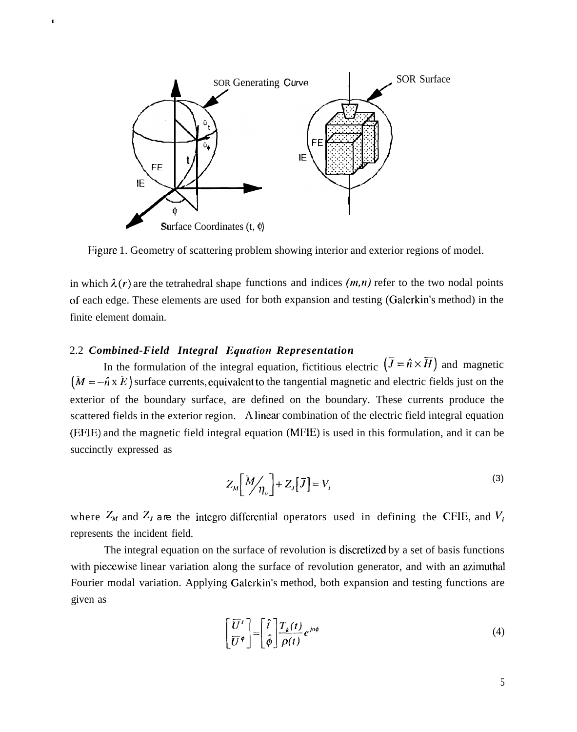Figure 1. Geometry of scattering problem showing interior and exterior regions of model.

in which $\lambda(r)$ are the tetrahedral shape functions and indices *(m,n)* refer to the two nodal points of each edge. These elements are used for both expansion and testing (Galerkin's method) in the finite element domain.

### 2.2 *Combined-Field Integral Equation Representation*

In the formulation of the integral equation, fictitious electric $(\bar{J} = \hat{n} \times \bar{H})$ and magnetic $(\bar{M} = -\hat{n} \times \bar{E})$ surface currents, equivalent to the tangential magnetic and electric fields just on the exterior of the boundary surface, are defined on the boundary. These currents produce the scattered fields in the exterior region. A linear combination of the electric field integral equation (EFIE) and the magnetic field integral equation (MFIE) is used in this formulation, and it can be succinctly expressed as

$$Z_M\left[\bar{M}/\eta_o\right] + Z_J\left[\bar{J}\right] = V_i \tag{3}$$

where $Z_M$ and $Z_J$ are the integro-differential operators used in defining the CFIE, and $V_i$ represents the incident field.

The integral equation on the surface of revolution is discretized by a set of basis functions with piecewise linear variation along the surface of revolution generator, and with an azimuthal Fourier modal variation. Applying Galerkin's method, both expansion and testing functions are given as

$$\begin{bmatrix} \bar{U}^t \\ \bar{U}^\phi \end{bmatrix} = \begin{bmatrix} \hat{t} \\ \hat{\phi} \end{bmatrix} \frac{T_k(t)}{\rho(t)} e^{jn\phi} \tag{4}$$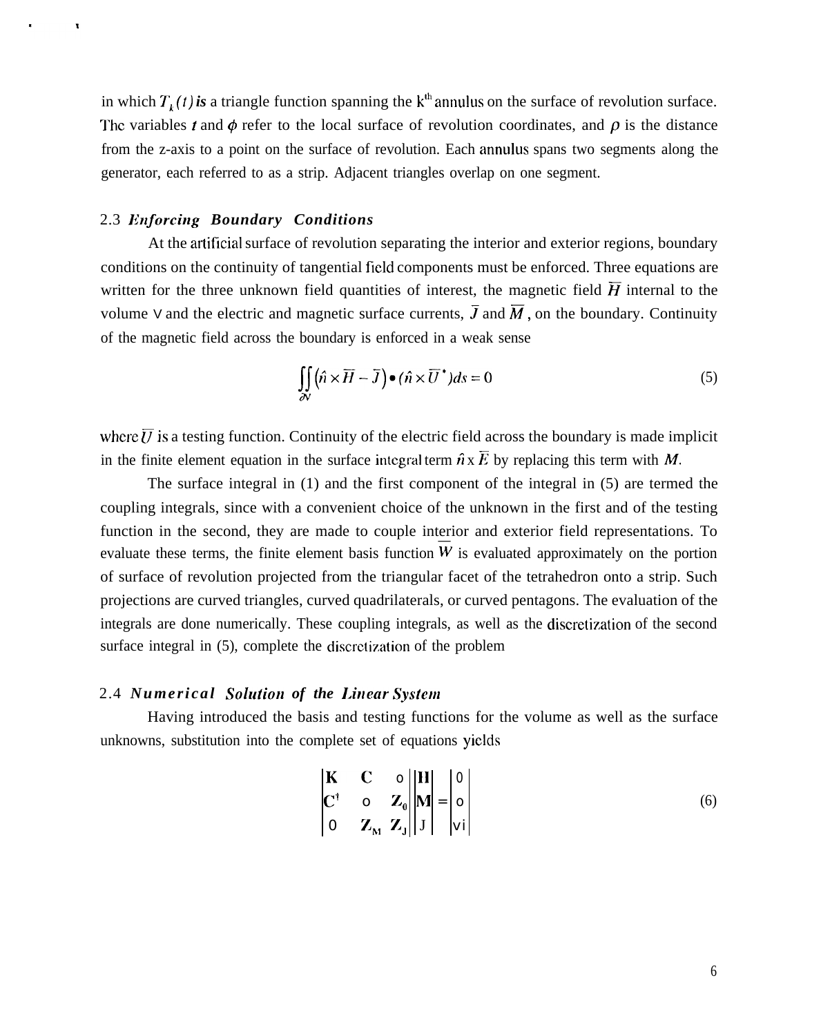in which $T_k(t)$ *is* a triangle function spanning the k[th] annulus on the surface of revolution surface. The variables $t$ and $\phi$ refer to the local surface of revolution coordinates, and $\rho$ is the distance from the z-axis to a point on the surface of revolution. Each annulus spans two segments along the generator, each referred to as a strip. Adjacent triangles overlap on one segment.

### 2.3 *Enforcing Boundary Conditions*

At the artificial surface of revolution separating the interior and exterior regions, boundary conditions on the continuity of tangential field components must be enforced. Three equations are written for the three unknown field quantities of interest, the magnetic field $\overline{H}$ internal to the volume V and the electric and magnetic surface currents, $\overline{J}$ and $\overline{M}$, on the boundary. Continuity of the magnetic field across the boundary is enforced in a weak sense

$$\iint_{\partial V} \left(\hat{n} \times \overline{H} - \overline{J}\right) \bullet (\hat{n} \times \overline{U}^*) ds = 0 \tag{5}$$

where $\overline{U}$ is a testing function. Continuity of the electric field across the boundary is made implicit in the finite element equation in the surface integral term $\hat{n} \times \overline{E}$ by replacing this term with $M$.

The surface integral in (1) and the first component of the integral in (5) are termed the coupling integrals, since with a convenient choice of the unknown in the first and of the testing function in the second, they are made to couple interior and exterior field representations. To evaluate these terms, the finite element basis function $\overline{W}$ is evaluated approximately on the portion of surface of revolution projected from the triangular facet of the tetrahedron onto a strip. Such projections are curved triangles, curved quadrilaterals, or curved pentagons. The evaluation of the integrals are done numerically. These coupling integrals, as well as the discretization of the second surface integral in (5), complete the discretization of the problem

### 2.4 *Numerical Solution of the Linear System*

Having introduced the basis and testing functions for the volume as well as the surface unknowns, substitution into the complete set of equations yields

$$\begin{vmatrix} \mathbf{K} & \mathbf{C} & 0 \\ \mathbf{C}^{\dagger} & 0 & \mathbf{Z}_0 \\ 0 & \mathbf{Z}_M & \mathbf{Z}_J \end{vmatrix} \begin{vmatrix} \mathbf{H} \\ \mathbf{M} \\ \mathrm{J} \end{vmatrix} = \begin{vmatrix} 0 \\ 0 \\ \mathrm{Vi} \end{vmatrix} \tag{6}$$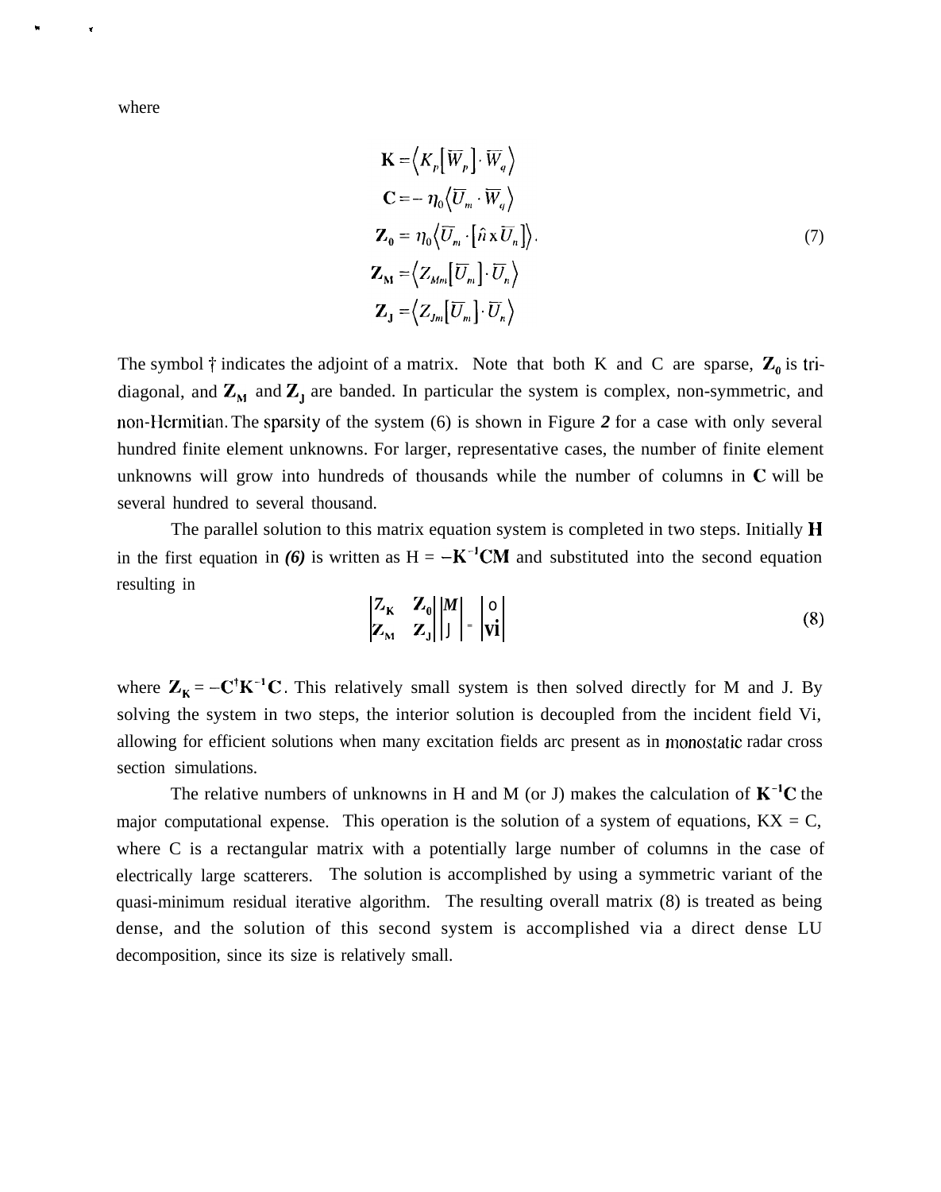where

$$
\begin{aligned}
\mathbf{K} &= \left\langle K_p\left[\overline{W}_p\right] \cdot \overline{W}_q \right\rangle \\
\mathbf{C} &= -\eta_0 \left\langle \overline{U}_m \cdot \overline{W}_q \right\rangle \\
\mathbf{Z_0} &= \eta_0 \left\langle \overline{U}_m \cdot \left[\hat{n} \times \overline{U}_n\right] \right\rangle . \\
\mathbf{Z_M} &= \left\langle Z_{Mm}\left[\overline{U}_m\right] \cdot \overline{U}_n \right\rangle \\
\mathbf{Z_J} &= \left\langle Z_{Jm}\left[\overline{U}_m\right] \cdot \overline{U}_n \right\rangle
\end{aligned}
\tag{7}
$$

The symbol † indicates the adjoint of a matrix. Note that both K and C are sparse, $\mathbf{Z_0}$ is tri-diagonal, and $\mathbf{Z_M}$ and $\mathbf{Z_J}$ are banded. In particular the system is complex, non-symmetric, and non-Hermitian. The sparsity of the system (6) is shown in Figure *2* for a case with only several hundred finite element unknowns. For larger, representative cases, the number of finite element unknowns will grow into hundreds of thousands while the number of columns in $\mathbf{C}$ will be several hundred to several thousand.

The parallel solution to this matrix equation system is completed in two steps. Initially $\mathbf{H}$ in the first equation in *(6)* is written as $\mathbf{H} = -\mathbf{K}^{-1}\mathbf{C}\mathbf{M}$ and substituted into the second equation resulting in

$$
\begin{vmatrix} \mathbf{Z_K} & \mathbf{Z_0} \\ \mathbf{Z_M} & \mathbf{Z_J} \end{vmatrix} \begin{vmatrix} M \\ J \end{vmatrix} = \begin{vmatrix} 0 \\ \mathrm{Vi} \end{vmatrix}
\tag{8}
$$

where $\mathbf{Z_K} = -\mathbf{C}^{\dagger}\mathbf{K}^{-1}\mathbf{C}$. This relatively small system is then solved directly for M and J. By solving the system in two steps, the interior solution is decoupled from the incident field Vi, allowing for efficient solutions when many excitation fields arc present as in monostatic radar cross section simulations.

The relative numbers of unknowns in H and M (or J) makes the calculation of $\mathbf{K}^{-1}\mathbf{C}$ the major computational expense. This operation is the solution of a system of equations, KX = C, where C is a rectangular matrix with a potentially large number of columns in the case of electrically large scatterers. The solution is accomplished by using a symmetric variant of the quasi-minimum residual iterative algorithm. The resulting overall matrix (8) is treated as being dense, and the solution of this second system is accomplished via a direct dense LU decomposition, since its size is relatively small.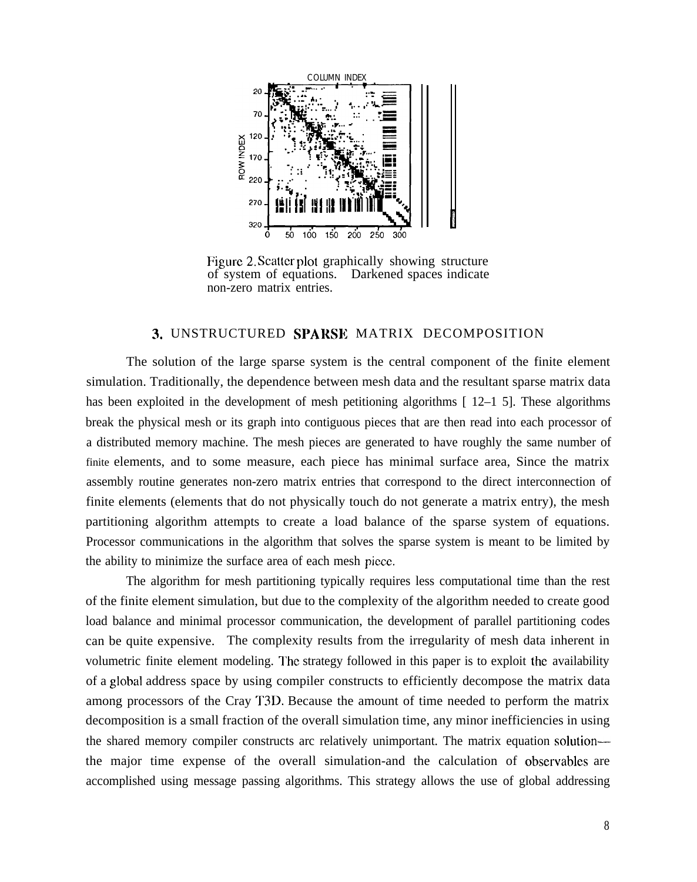Figure 2. Scatter plot graphically showing structure of system of equations. Darkened spaces indicate non-zero matrix entries.

## 3. UNSTRUCTURED SPARSE MATRIX DECOMPOSITION

The solution of the large sparse system is the central component of the finite element simulation. Traditionally, the dependence between mesh data and the resultant sparse matrix data has been exploited in the development of mesh petitioning algorithms [ 12–1 5]. These algorithms break the physical mesh or its graph into contiguous pieces that are then read into each processor of a distributed memory machine. The mesh pieces are generated to have roughly the same number of finite elements, and to some measure, each piece has minimal surface area, Since the matrix assembly routine generates non-zero matrix entries that correspond to the direct interconnection of finite elements (elements that do not physically touch do not generate a matrix entry), the mesh partitioning algorithm attempts to create a load balance of the sparse system of equations. Processor communications in the algorithm that solves the sparse system is meant to be limited by the ability to minimize the surface area of each mesh piece.

The algorithm for mesh partitioning typically requires less computational time than the rest of the finite element simulation, but due to the complexity of the algorithm needed to create good load balance and minimal processor communication, the development of parallel partitioning codes can be quite expensive. The complexity results from the irregularity of mesh data inherent in volumetric finite element modeling. The strategy followed in this paper is to exploit the availability of a global address space by using compiler constructs to efficiently decompose the matrix data among processors of the Cray T3D. Because the amount of time needed to perform the matrix decomposition is a small fraction of the overall simulation time, any minor inefficiencies in using the shared memory compiler constructs arc relatively unimportant. The matrix equation solution— the major time expense of the overall simulation-and the calculation of observables are accomplished using message passing algorithms. This strategy allows the use of global addressing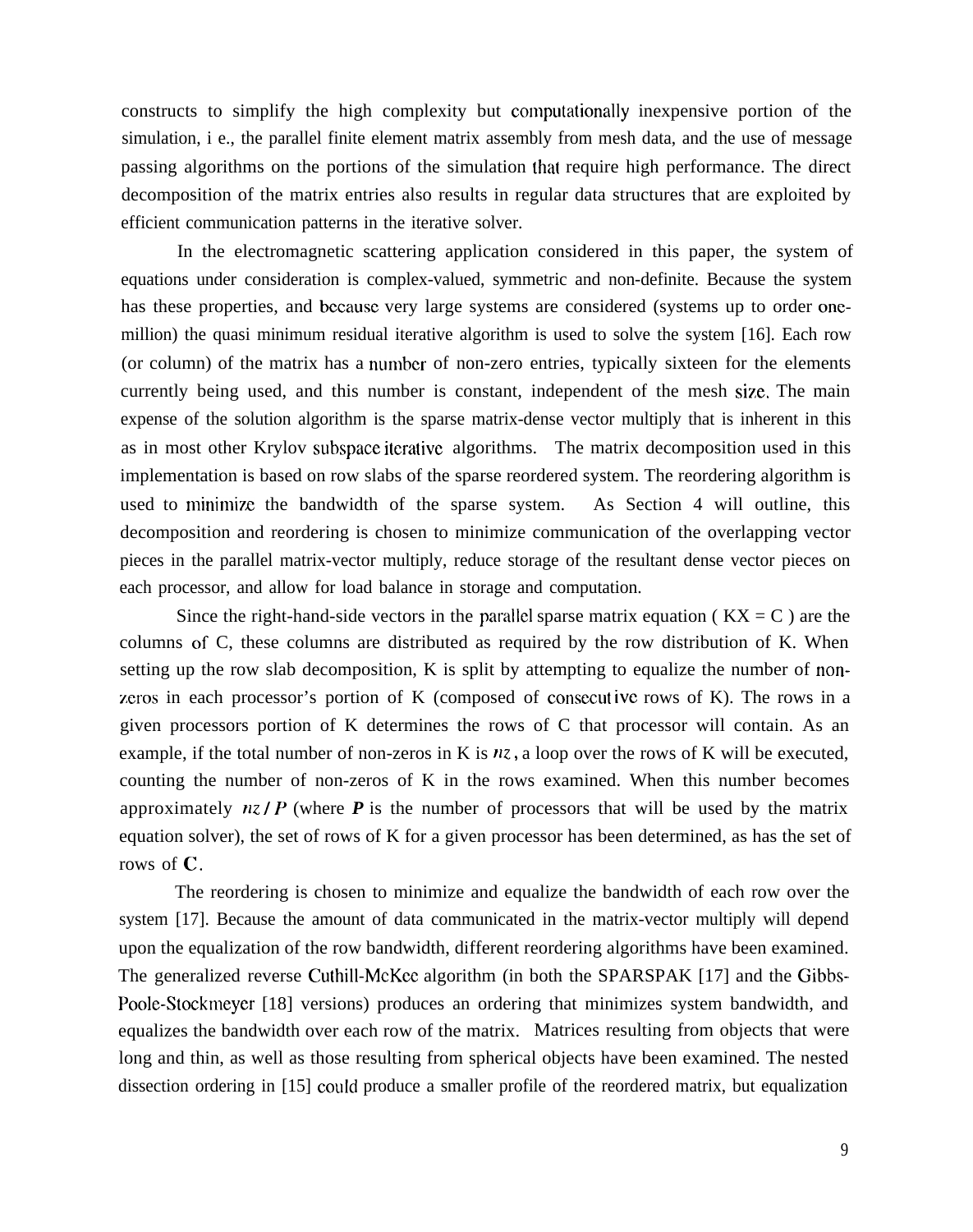constructs to simplify the high complexity but computationally inexpensive portion of the simulation, i e., the parallel finite element matrix assembly from mesh data, and the use of message passing algorithms on the portions of the simulation that require high performance. The direct decomposition of the matrix entries also results in regular data structures that are exploited by efficient communication patterns in the iterative solver.

In the electromagnetic scattering application considered in this paper, the system of equations under consideration is complex-valued, symmetric and non-definite. Because the system has these properties, and because very large systems are considered (systems up to order one-million) the quasi minimum residual iterative algorithm is used to solve the system [16]. Each row (or column) of the matrix has a number of non-zero entries, typically sixteen for the elements currently being used, and this number is constant, independent of the mesh size. The main expense of the solution algorithm is the sparse matrix-dense vector multiply that is inherent in this as in most other Krylov subspace iterative algorithms. The matrix decomposition used in this implementation is based on row slabs of the sparse reordered system. The reordering algorithm is used to minimize the bandwidth of the sparse system. As Section 4 will outline, this decomposition and reordering is chosen to minimize communication of the overlapping vector pieces in the parallel matrix-vector multiply, reduce storage of the resultant dense vector pieces on each processor, and allow for load balance in storage and computation.

Since the right-hand-side vectors in the parallel sparse matrix equation ( $KX = C$ ) are the columns of C, these columns are distributed as required by the row distribution of K. When setting up the row slab decomposition, K is split by attempting to equalize the number of non-zeros in each processor's portion of K (composed of consecutive rows of K). The rows in a given processors portion of K determines the rows of C that processor will contain. As an example, if the total number of non-zeros in K is $nz$, a loop over the rows of K will be executed, counting the number of non-zeros of K in the rows examined. When this number becomes approximately $nz/P$ (where $P$ is the number of processors that will be used by the matrix equation solver), the set of rows of K for a given processor has been determined, as has the set of rows of **C**.

The reordering is chosen to minimize and equalize the bandwidth of each row over the system [17]. Because the amount of data communicated in the matrix-vector multiply will depend upon the equalization of the row bandwidth, different reordering algorithms have been examined. The generalized reverse Cuthill-McKee algorithm (in both the SPARSPAK [17] and the Gibbs-Poole-Stockmeyer [18] versions) produces an ordering that minimizes system bandwidth, and equalizes the bandwidth over each row of the matrix. Matrices resulting from objects that were long and thin, as well as those resulting from spherical objects have been examined. The nested dissection ordering in [15] could produce a smaller profile of the reordered matrix, but equalization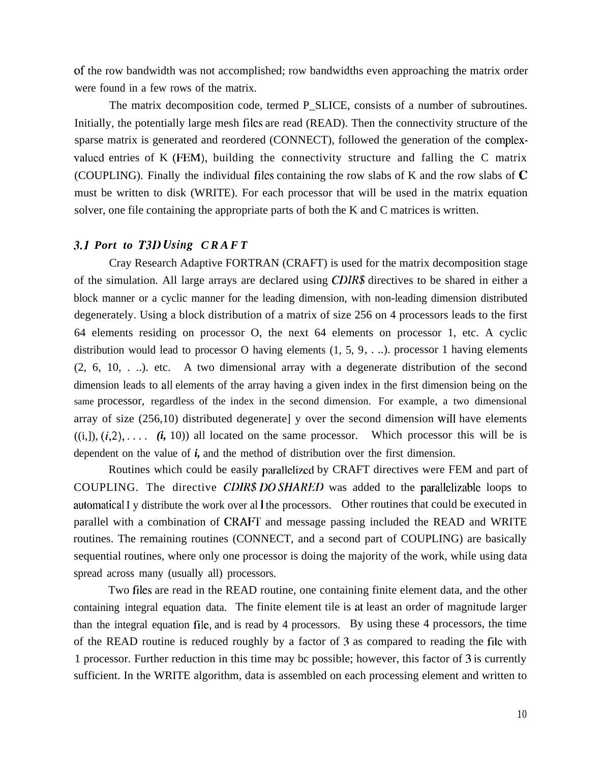of the row bandwidth was not accomplished; row bandwidths even approaching the matrix order were found in a few rows of the matrix.

The matrix decomposition code, termed P_SLICE, consists of a number of subroutines. Initially, the potentially large mesh files are read (READ). Then the connectivity structure of the sparse matrix is generated and reordered (CONNECT), followed the generation of the complex-valued entries of K (FEM), building the connectivity structure and falling the C matrix (COUPLING). Finally the individual files containing the row slabs of K and the row slabs of C must be written to disk (WRITE). For each processor that will be used in the matrix equation solver, one file containing the appropriate parts of both the K and C matrices is written.

### *3.1 Port to T3D Using CRAFT*

Cray Research Adaptive FORTRAN (CRAFT) is used for the matrix decomposition stage of the simulation. All large arrays are declared using *CDIR$* directives to be shared in either a block manner or a cyclic manner for the leading dimension, with non-leading dimension distributed degenerately. Using a block distribution of a matrix of size 256 on 4 processors leads to the first 64 elements residing on processor O, the next 64 elements on processor 1, etc. A cyclic distribution would lead to processor O having elements (1, 5, 9, . ..). processor 1 having elements (2, 6, 10, . ..). etc. A two dimensional array with a degenerate distribution of the second dimension leads to all elements of the array having a given index in the first dimension being on the same processor, regardless of the index in the second dimension. For example, a two dimensional array of size (256,10) distributed degenerate] y over the second dimension will have elements ((i,]), (*i*,2), . . . . (*i*, 10)) all located on the same processor. Which processor this will be is dependent on the value of ***i***, and the method of distribution over the first dimension.

Routines which could be easily parallelized by CRAFT directives were FEM and part of COUPLING. The directive *CDIR$ DO SHARED* was added to the parallelizable loops to automatical I y distribute the work over al l the processors. Other routines that could be executed in parallel with a combination of CRAFT and message passing included the READ and WRITE routines. The remaining routines (CONNECT, and a second part of COUPLING) are basically sequential routines, where only one processor is doing the majority of the work, while using data spread across many (usually all) processors.

Two files are read in the READ routine, one containing finite element data, and the other containing integral equation data. The finite element tile is at least an order of magnitude larger than the integral equation file, and is read by 4 processors. By using these 4 processors, the time of the READ routine is reduced roughly by a factor of 3 as compared to reading the file with 1 processor. Further reduction in this time may bc possible; however, this factor of 3 is currently sufficient. In the WRITE algorithm, data is assembled on each processing element and written to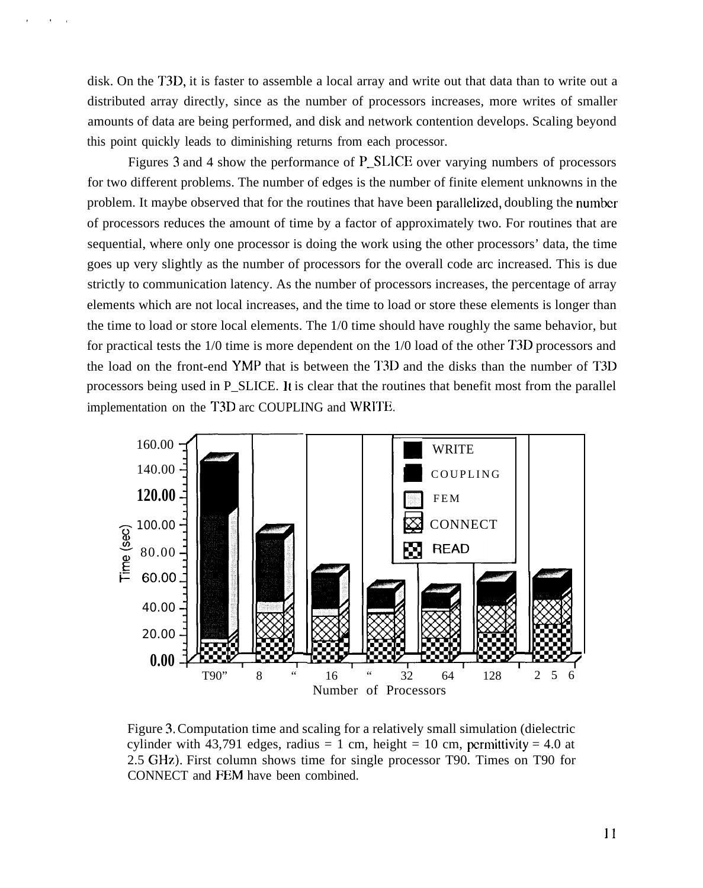disk. On the T3D, it is faster to assemble a local array and write out that data than to write out a distributed array directly, since as the number of processors increases, more writes of smaller amounts of data are being performed, and disk and network contention develops. Scaling beyond this point quickly leads to diminishing returns from each processor.

Figures 3 and 4 show the performance of P_SLICE over varying numbers of processors for two different problems. The number of edges is the number of finite element unknowns in the problem. It maybe observed that for the routines that have been parallelized, doubling the number of processors reduces the amount of time by a factor of approximately two. For routines that are sequential, where only one processor is doing the work using the other processors' data, the time goes up very slightly as the number of processors for the overall code arc increased. This is due strictly to communication latency. As the number of processors increases, the percentage of array elements which are not local increases, and the time to load or store these elements is longer than the time to load or store local elements. The 1/0 time should have roughly the same behavior, but for practical tests the 1/0 time is more dependent on the 1/0 load of the other T3D processors and the load on the front-end YMP that is between the T3D and the disks than the number of T3D processors being used in P_SLICE. It is clear that the routines that benefit most from the parallel implementation on the T3D arc COUPLING and WRITE.

Figure 3. Computation time and scaling for a relatively small simulation (dielectric cylinder with 43,791 edges, radius = 1 cm, height = 10 cm, permittivity = 4.0 at 2.5 GHz). First column shows time for single processor T90. Times on T90 for CONNECT and FEM have been combined.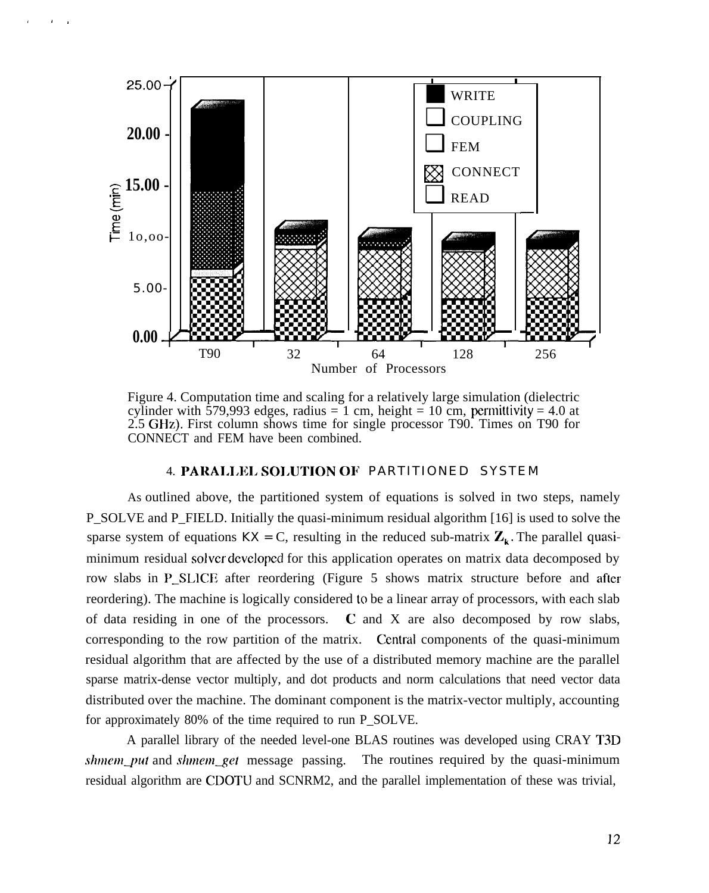Figure 4. Computation time and scaling for a relatively large simulation (dielectric cylinder with 579,993 edges, radius = 1 cm, height = 10 cm, permittivity = 4.0 at 2.5 GHz). First column shows time for single processor T90. Times on T90 for CONNECT and FEM have been combined.

## 4. PARALLEL SOLUTION OF PARTITIONED SYSTEM

As outlined above, the partitioned system of equations is solved in two steps, namely P_SOLVE and P_FIELD. Initially the quasi-minimum residual algorithm [16] is used to solve the sparse system of equations $KX = C$, resulting in the reduced sub-matrix $\mathbf{Z}_k$. The parallel quasi-minimum residual solver developed for this application operates on matrix data decomposed by row slabs in P_SLICE after reordering (Figure 5 shows matrix structure before and after reordering). The machine is logically considered to be a linear array of processors, with each slab of data residing in one of the processors. **C** and X are also decomposed by row slabs, corresponding to the row partition of the matrix. Central components of the quasi-minimum residual algorithm that are affected by the use of a distributed memory machine are the parallel sparse matrix-dense vector multiply, and dot products and norm calculations that need vector data distributed over the machine. The dominant component is the matrix-vector multiply, accounting for approximately 80% of the time required to run P_SOLVE.

A parallel library of the needed level-one BLAS routines was developed using CRAY T3D *shmem_put* and *shmem_get* message passing. The routines required by the quasi-minimum residual algorithm are CDOTU and SCNRM2, and the parallel implementation of these was trivial,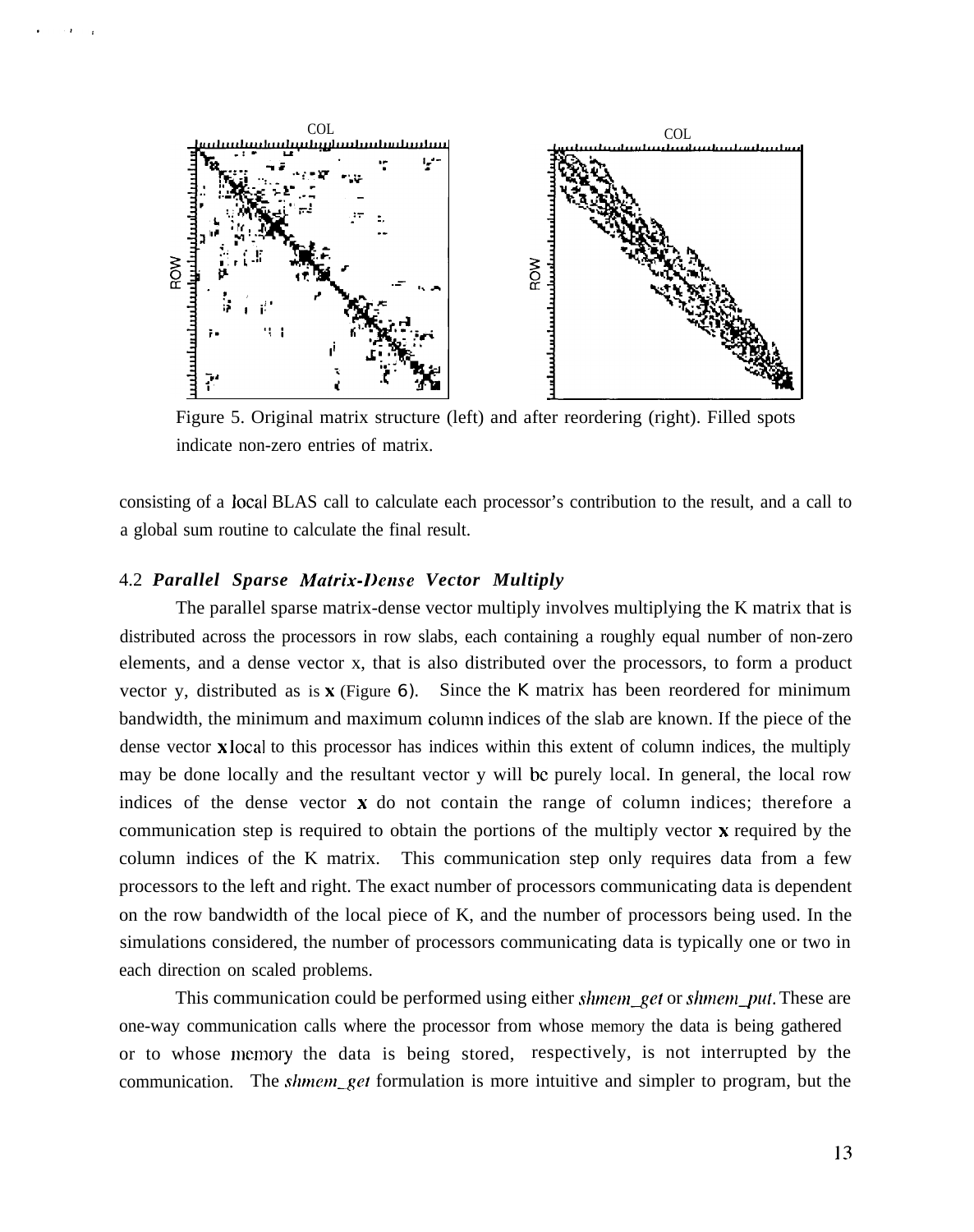Figure 5. Original matrix structure (left) and after reordering (right). Filled spots indicate non-zero entries of matrix.

consisting of a local BLAS call to calculate each processor's contribution to the result, and a call to a global sum routine to calculate the final result.

### 4.2 *Parallel Sparse Matrix-Dense Vector Multiply*

The parallel sparse matrix-dense vector multiply involves multiplying the K matrix that is distributed across the processors in row slabs, each containing a roughly equal number of non-zero elements, and a dense vector x, that is also distributed over the processors, to form a product vector y, distributed as is **x** (Figure 6). Since the K matrix has been reordered for minimum bandwidth, the minimum and maximum column indices of the slab are known. If the piece of the dense vector **x** local to this processor has indices within this extent of column indices, the multiply may be done locally and the resultant vector y will be purely local. In general, the local row indices of the dense vector **x** do not contain the range of column indices; therefore a communication step is required to obtain the portions of the multiply vector **x** required by the column indices of the K matrix. This communication step only requires data from a few processors to the left and right. The exact number of processors communicating data is dependent on the row bandwidth of the local piece of K, and the number of processors being used. In the simulations considered, the number of processors communicating data is typically one or two in each direction on scaled problems.

This communication could be performed using either *shmem_get* or *shmem_put*. These are one-way communication calls where the processor from whose memory the data is being gathered or to whose memory the data is being stored, respectively, is not interrupted by the communication. The *shmem_get* formulation is more intuitive and simpler to program, but the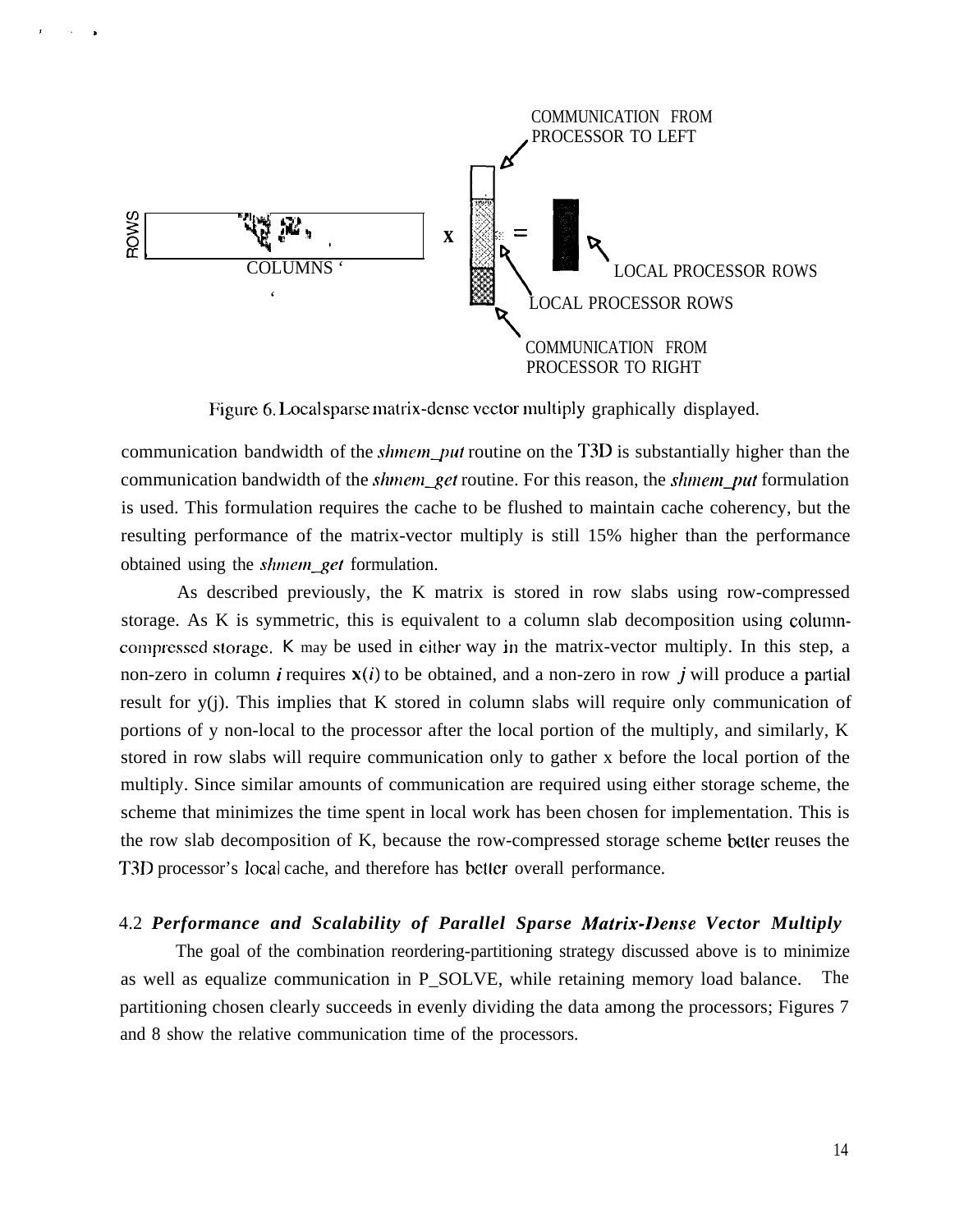Figure 6. Local sparse matrix-dense vector multiply graphically displayed.

communication bandwidth of the *shmem_put* routine on the T3D is substantially higher than the communication bandwidth of the *shmem_get* routine. For this reason, the *shmem_put* formulation is used. This formulation requires the cache to be flushed to maintain cache coherency, but the resulting performance of the matrix-vector multiply is still 15% higher than the performance obtained using the *shmem_get* formulation.

As described previously, the K matrix is stored in row slabs using row-compressed storage. As K is symmetric, this is equivalent to a column slab decomposition using column-compressed storage. K may be used in either way in the matrix-vector multiply. In this step, a non-zero in column $i$ requires $\mathbf{x}(i)$ to be obtained, and a non-zero in row $j$ will produce a partial result for y(j). This implies that K stored in column slabs will require only communication of portions of y non-local to the processor after the local portion of the multiply, and similarly, K stored in row slabs will require communication only to gather x before the local portion of the multiply. Since similar amounts of communication are required using either storage scheme, the scheme that minimizes the time spent in local work has been chosen for implementation. This is the row slab decomposition of K, because the row-compressed storage scheme better reuses the T3D processor's local cache, and therefore has better overall performance.

### 4.2 *Performance and Scalability of Parallel Sparse Matrix-Dense Vector Multiply*

The goal of the combination reordering-partitioning strategy discussed above is to minimize as well as equalize communication in P_SOLVE, while retaining memory load balance. The partitioning chosen clearly succeeds in evenly dividing the data among the processors; Figures 7 and 8 show the relative communication time of the processors.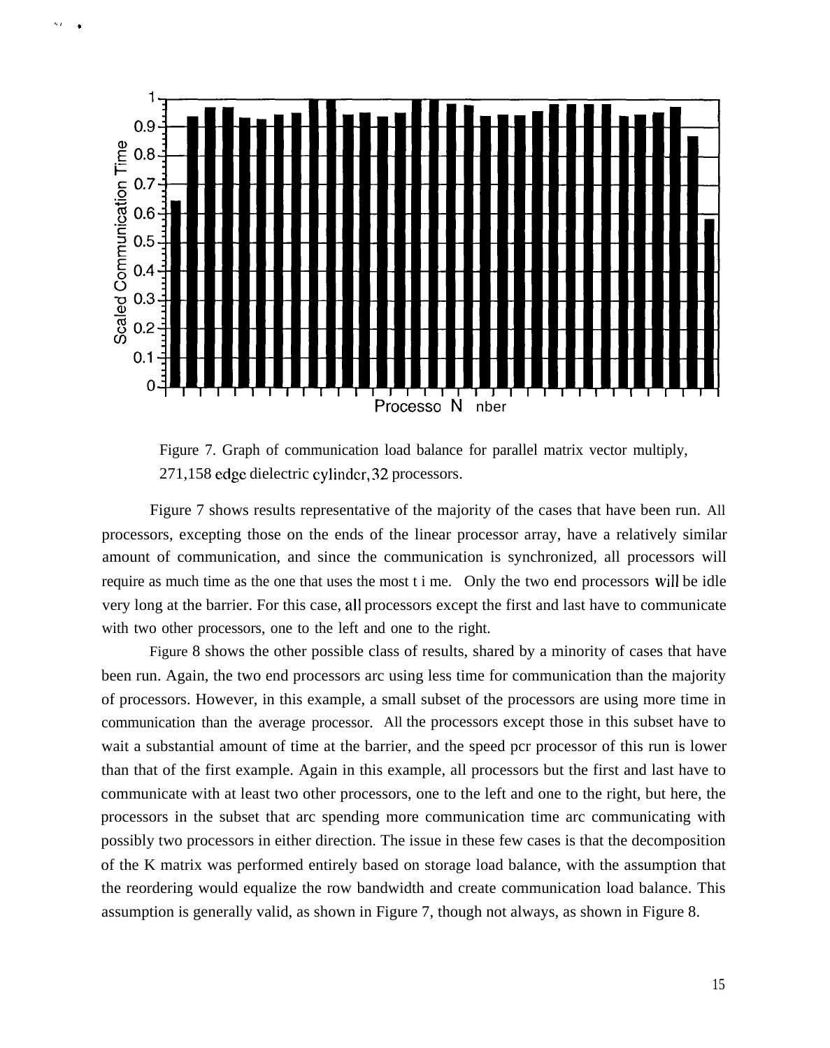Figure 7. Graph of communication load balance for parallel matrix vector multiply, 271,158 edge dielectric cylinder, 32 processors.

Figure 7 shows results representative of the majority of the cases that have been run. All processors, excepting those on the ends of the linear processor array, have a relatively similar amount of communication, and since the communication is synchronized, all processors will require as much time as the one that uses the most time. Only the two end processors will be idle very long at the barrier. For this case, all processors except the first and last have to communicate with two other processors, one to the left and one to the right.

Figure 8 shows the other possible class of results, shared by a minority of cases that have been run. Again, the two end processors are using less time for communication than the majority of processors. However, in this example, a small subset of the processors are using more time in communication than the average processor. All the processors except those in this subset have to wait a substantial amount of time at the barrier, and the speed per processor of this run is lower than that of the first example. Again in this example, all processors but the first and last have to communicate with at least two other processors, one to the left and one to the right, but here, the processors in the subset that are spending more communication time are communicating with possibly two processors in either direction. The issue in these few cases is that the decomposition of the K matrix was performed entirely based on storage load balance, with the assumption that the reordering would equalize the row bandwidth and create communication load balance. This assumption is generally valid, as shown in Figure 7, though not always, as shown in Figure 8.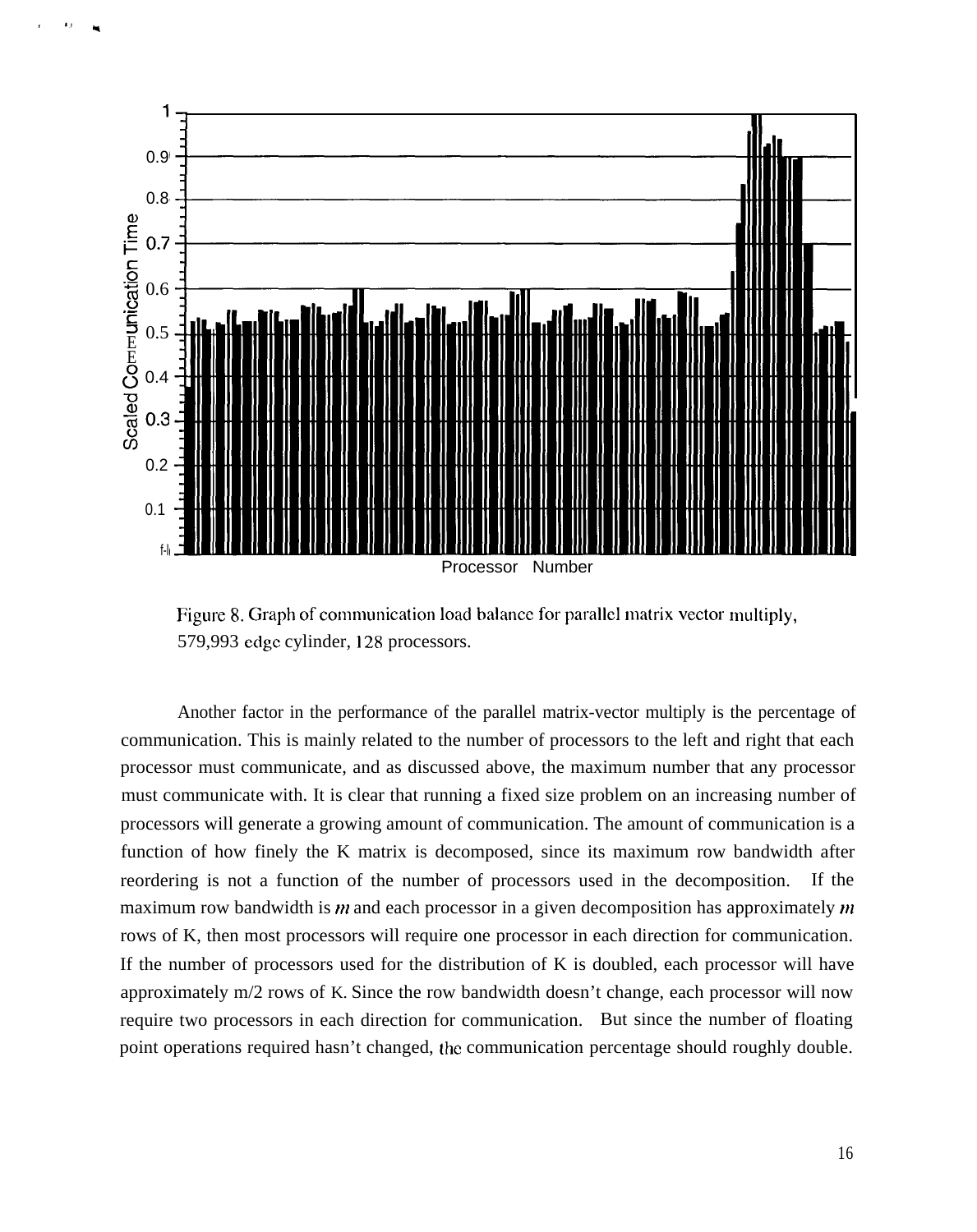Figure 8. Graph of communication load balance for parallel matrix vector multiply, 579,993 edge cylinder, 128 processors.

Another factor in the performance of the parallel matrix-vector multiply is the percentage of communication. This is mainly related to the number of processors to the left and right that each processor must communicate, and as discussed above, the maximum number that any processor must communicate with. It is clear that running a fixed size problem on an increasing number of processors will generate a growing amount of communication. The amount of communication is a function of how finely the K matrix is decomposed, since its maximum row bandwidth after reordering is not a function of the number of processors used in the decomposition. If the maximum row bandwidth is $m$ and each processor in a given decomposition has approximately $m$ rows of K, then most processors will require one processor in each direction for communication. If the number of processors used for the distribution of K is doubled, each processor will have approximately $m/2$ rows of K. Since the row bandwidth doesn't change, each processor will now require two processors in each direction for communication. But since the number of floating point operations required hasn't changed, the communication percentage should roughly double.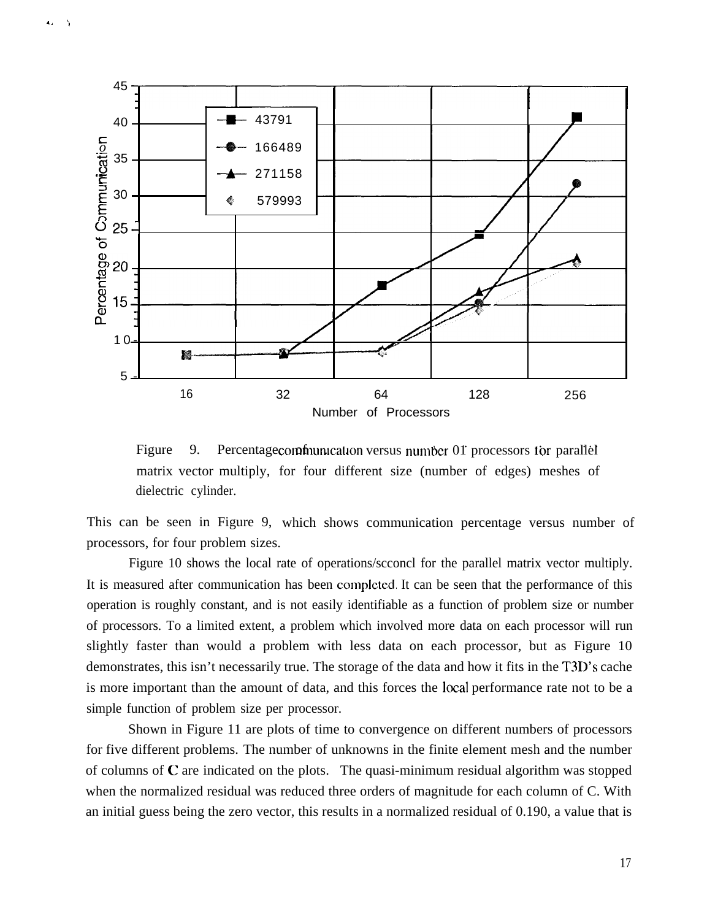Figure 9. Percentage of communication versus number of processors for parallel matrix vector multiply, for four different size (number of edges) meshes of dielectric cylinder.

This can be seen in Figure 9, which shows communication percentage versus number of processors, for four problem sizes.

Figure 10 shows the local rate of operations/second for the parallel matrix vector multiply. It is measured after communication has been completed. It can be seen that the performance of this operation is roughly constant, and is not easily identifiable as a function of problem size or number of processors. To a limited extent, a problem which involved more data on each processor will run slightly faster than would a problem with less data on each processor, but as Figure 10 demonstrates, this isn't necessarily true. The storage of the data and how it fits in the T3D's cache is more important than the amount of data, and this forces the local performance rate not to be a simple function of problem size per processor.

Shown in Figure 11 are plots of time to convergence on different numbers of processors for five different problems. The number of unknowns in the finite element mesh and the number of columns of **C** are indicated on the plots. The quasi-minimum residual algorithm was stopped when the normalized residual was reduced three orders of magnitude for each column of C. With an initial guess being the zero vector, this results in a normalized residual of 0.190, a value that is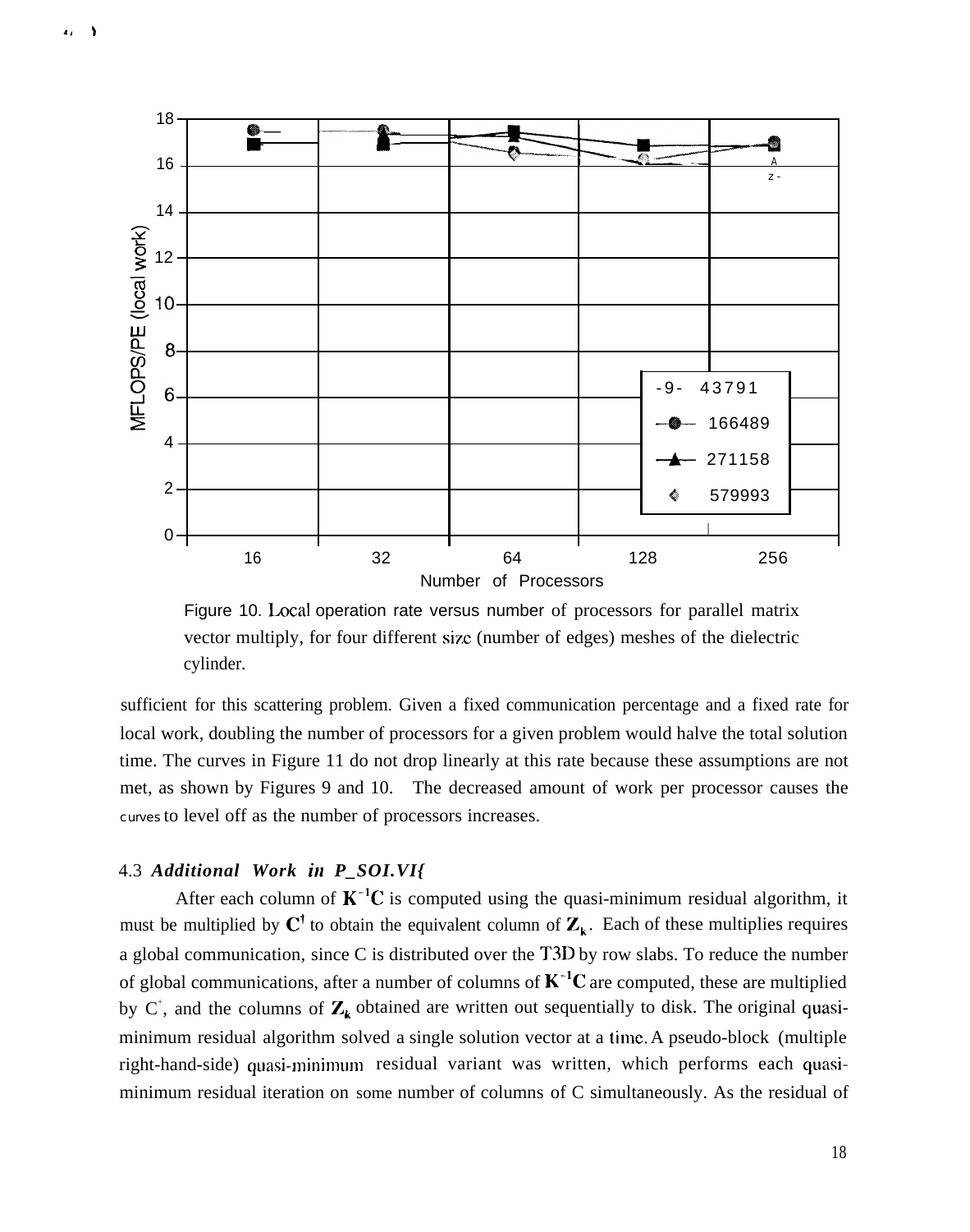Figure 10. Local operation rate versus number of processors for parallel matrix vector multiply, for four different size (number of edges) meshes of the dielectric cylinder.

sufficient for this scattering problem. Given a fixed communication percentage and a fixed rate for local work, doubling the number of processors for a given problem would halve the total solution time. The curves in Figure 11 do not drop linearly at this rate because these assumptions are not met, as shown by Figures 9 and 10. The decreased amount of work per processor causes the curves to level off as the number of processors increases.

### 4.3 *Additional Work in P_SOLVE*

After each column of $\mathbf{K}^{-1}\mathbf{C}$ is computed using the quasi-minimum residual algorithm, it must be multiplied by $\mathbf{C}^{\dagger}$ to obtain the equivalent column of $\mathbf{Z}_k$. Each of these multiplies requires a global communication, since C is distributed over the T3D by row slabs. To reduce the number of global communications, after a number of columns of $\mathbf{K}^{-1}\mathbf{C}$ are computed, these are multiplied by $C^{\dagger}$, and the columns of $\mathbf{Z}_k$ obtained are written out sequentially to disk. The original quasi-minimum residual algorithm solved a single solution vector at a time. A pseudo-block (multiple right-hand-side) quasi-minimum residual variant was written, which performs each quasi-minimum residual iteration on some number of columns of C simultaneously. As the residual of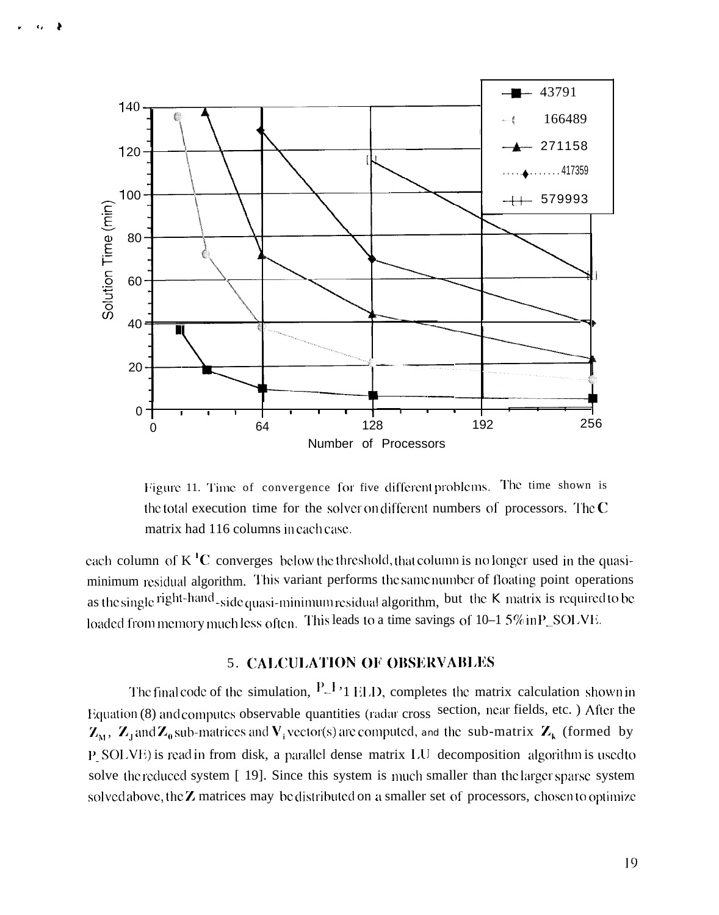Figure 11. Time of convergence for five different problems. The time shown is the total execution time for the solver on different numbers of processors. The **C** matrix had 116 columns in each case.

each column of $K^{-1}C$ converges below the threshold, that column is no longer used in the quasi-minimum residual algorithm. This variant performs the same number of floating point operations as the single right-hand-side quasi-minimum residual algorithm, but the K matrix is required to be loaded from memory much less often. This leads to a time savings of 10–15% in P_SOLVE.

## 5. CALCULATION OF OBSERVABLES

The final code of the simulation, P_FIELD, completes the matrix calculation shown in Equation (8) and computes observable quantities (radar cross section, near fields, etc.) After the $\mathbf{Z}_M$, $\mathbf{Z}_J$ and $\mathbf{Z}_0$ sub-matrices and $\mathbf{V}_i$ vector(s) are computed, and the sub-matrix $\mathbf{Z}_k$ (formed by P_SOLVE) is read in from disk, a parallel dense matrix LU decomposition algorithm is used to solve the reduced system [19]. Since this system is much smaller than the larger sparse system solved above, the **Z** matrices may be distributed on a smaller set of processors, chosen to optimize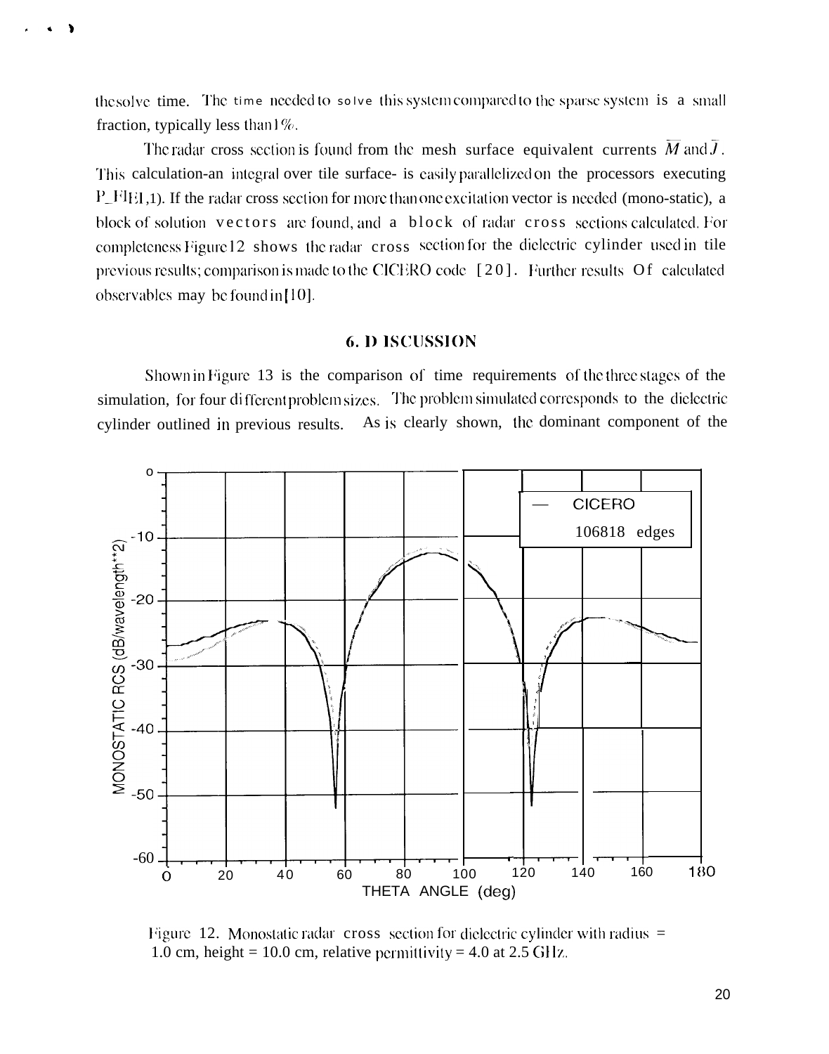the solve time. The time needed to solve this system compared to the sparse system is a small fraction, typically less than 1%.

The radar cross section is found from the mesh surface equivalent currents $\bar{M}$ and $\bar{J}$. This calculation-an integral over tile surface- is easily parallelized on the processors executing P_FIEI,1). If the radar cross section for more than one excitation vector is needed (mono-static), a block of solution vectors are found, and a block of radar cross sections calculated. For completeness Figure 12 shows the radar cross section for the dielectric cylinder used in tile previous results; comparison is made to the CICERO code [20]. Further results of calculated observables may be found in [10].

## 6. DISCUSSION

Shown in Figure 13 is the comparison of time requirements of the three stages of the simulation, for four different problem sizes. The problem simulated corresponds to the dielectric cylinder outlined in previous results. As is clearly shown, the dominant component of the

Figure 12. Monostatic radar cross section for dielectric cylinder with radius = 1.0 cm, height = 10.0 cm, relative permittivity = 4.0 at 2.5 GHz.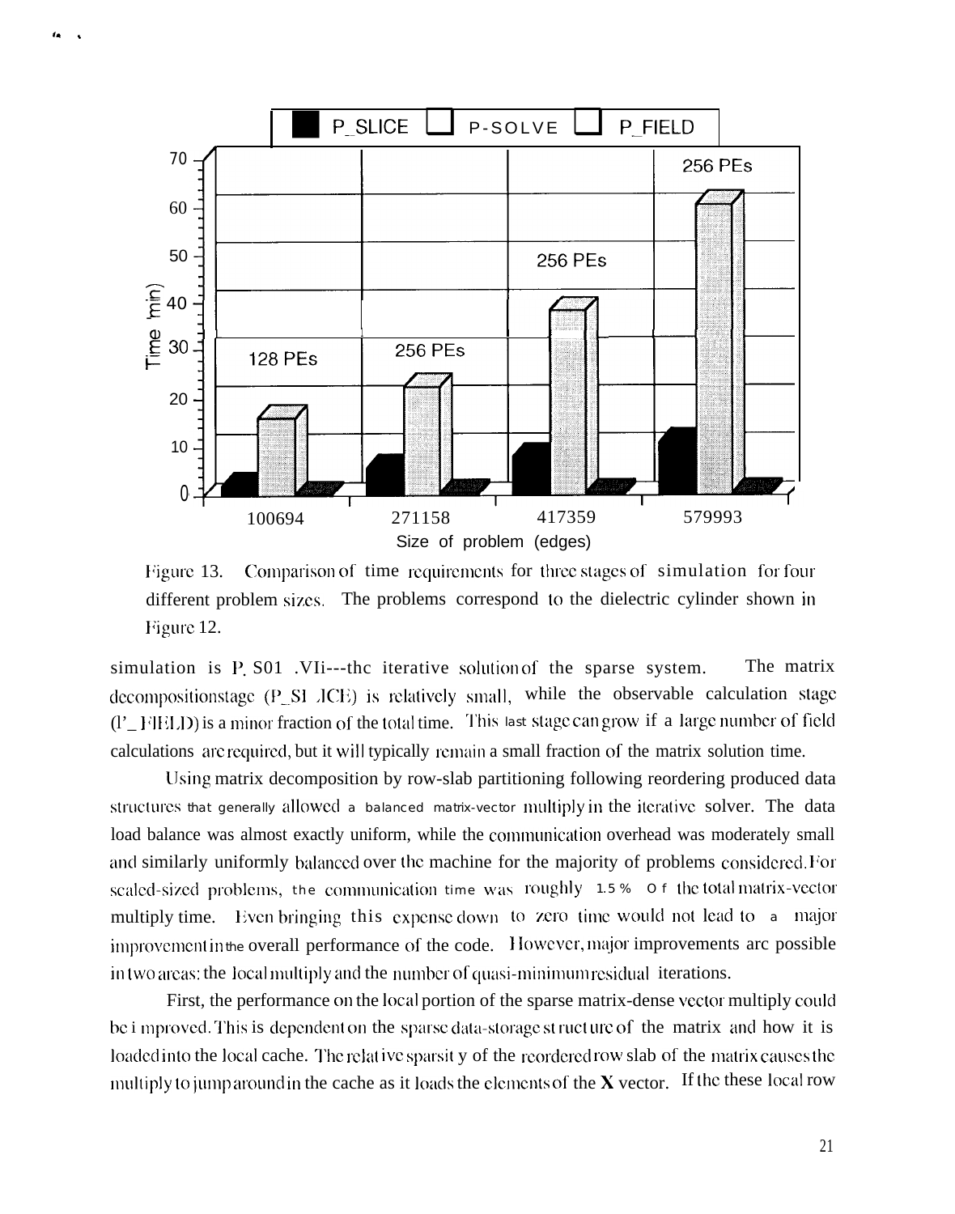Figure 13. Comparison of time requirements for three stages of simulation for four different problem sizes. The problems correspond to the dielectric cylinder shown in Figure 12.

simulation is P_SOLVE—the iterative solution of the sparse system. The matrix decomposition stage (P_SLICE) is relatively small, while the observable calculation stage (P_FIELD) is a minor fraction of the total time. This last stage can grow if a large number of field calculations are required, but it will typically remain a small fraction of the matrix solution time.

Using matrix decomposition by row-slab partitioning following reordering produced data structures that generally allowed a balanced matrix-vector multiply in the iterative solver. The data load balance was almost exactly uniform, while the communication overhead was moderately small and similarly uniformly balanced over the machine for the majority of problems considered. For scaled-sized problems, the communication time was roughly 1.5% of the total matrix-vector multiply time. Even bringing this expense down to zero time would not lead to a major improvement in the overall performance of the code. However, major improvements are possible in two areas: the local multiply and the number of quasi-minimum residual iterations.

First, the performance on the local portion of the sparse matrix-dense vector multiply could be improved. This is dependent on the sparse data-storage structure of the matrix and how it is loaded into the local cache. The relative sparsity of the reordered row slab of the matrix causes the multiply to jump around in the cache as it loads the elements of the **X** vector. If the these local row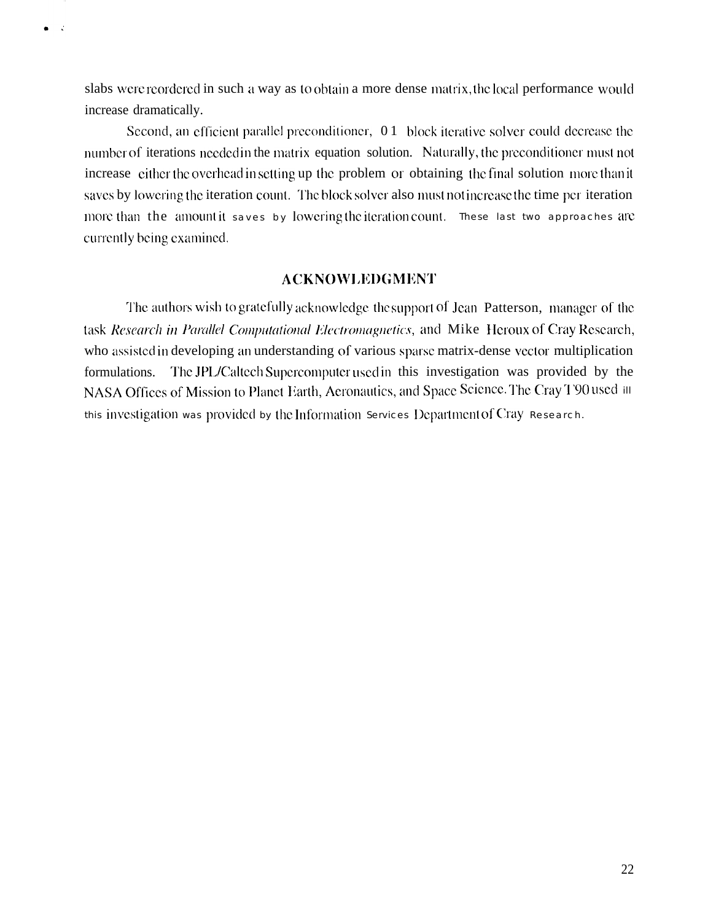slabs were reordered in such a way as to obtain a more dense matrix, the local performance would increase dramatically.

Second, an efficient parallel preconditioner, 0 1 block iterative solver could decrease the number of iterations needed in the matrix equation solution. Naturally, the preconditioner must not increase either the overhead in setting up the problem or obtaining the final solution more than it saves by lowering the iteration count. The block solver also must not increase the time per iteration more than the amount it saves by lowering the iteration count. These last two approaches are currently being examined.

## ACKNOWLEDGMENT

The authors wish to gratefully acknowledge the support of Jean Patterson, manager of the task *Research in Parallel Computational Electromagnetics*, and Mike Heroux of Cray Research, who assisted in developing an understanding of various sparse matrix-dense vector multiplication formulations. The JPL/Caltech Supercomputer used in this investigation was provided by the NASA Offices of Mission to Planet Earth, Aeronautics, and Space Science. The Cray T90 used in this investigation was provided by the Information Services Department of Cray Research.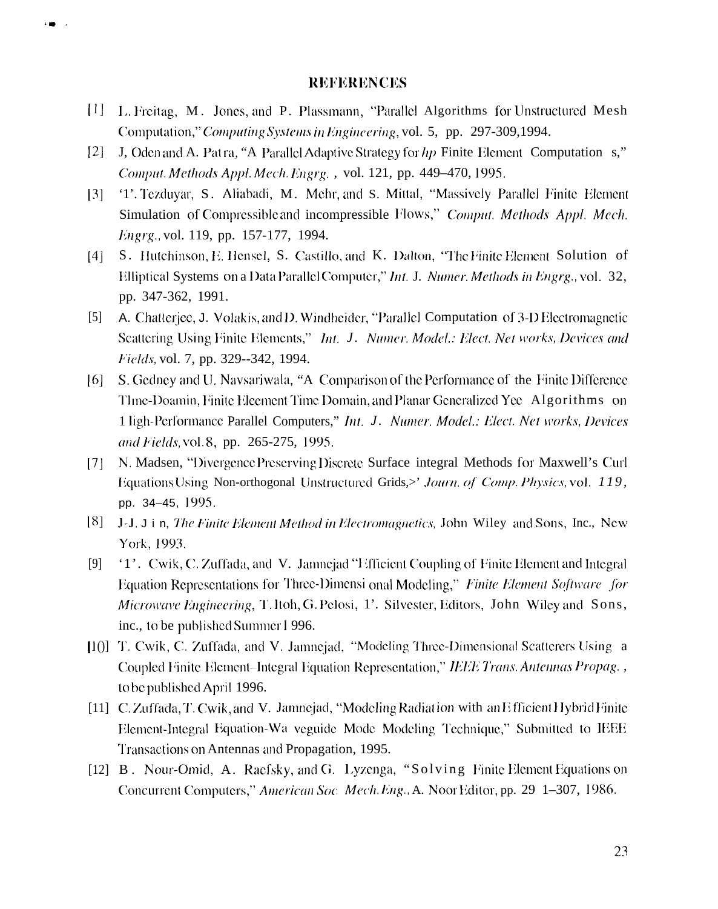## REFERENCES

[1] L. Freitag, M. Jones, and P. Plassmann, "Parallel Algorithms for Unstructured Mesh Computation," *Computing Systems in Engineering*, vol. 5, pp. 297-309,1994.

[2] J, Oden and A. Patra, "A Parallel Adaptive Strategy for *hp* Finite Element Computation s," *Comput. Methods Appl. Mech. Engrg.* , vol. 121, pp. 449–470, 1995.

[3] '1'. Tezduyar, S. Aliabadi, M. Mehr, and S. Mittal, "Massively Parallel Finite Element Simulation of Compressible and incompressible Flows," *Comput. Methods Appl. Mech. Engrg.*, vol. 119, pp. 157-177, 1994.

[4] S. Hutchinson, E. Hensel, S. Castillo, and K. Dalton, "The Finite Element Solution of Elliptical Systems on a Data Parallel Computer," *Int. J. Numer. Methods in Engrg.*, vol. 32, pp. 347-362, 1991.

[5] A. Chatterjee, J. Volakis, and D. Windheider, "Parallel Computation of 3-D Electromagnetic Scattering Using Finite Elements," *Int. J. Numer. Model.: Elect. Net works, Devices and Fields*, vol. 7, pp. 329--342, 1994.

[6] S. Gedney and U. Navsariwala, "A Comparison of the Performance of the Finite Difference TIme-Doamin, Finite Elecment Time Domain, and Planar Generalized Yee Algorithms on 1 ligh-Performance Parallel Computers," *Int. J. Numer. Model.: Elect. Net works, Devices and Fields*, vol. 8, pp. 265-275, 1995.

[7] N. Madsen, "Divergence Preserving Discrete Surface integral Methods for Maxwell's Curl Equations Using Non-orthogonal Unstructured Grids,>' *Journ. of Comp. Physics*, vol. 119, pp. 34–45, 1995.

[8] J-J. J i n, *The Finite Element Method in Electromagnetics*, John Wiley and Sons, Inc., New York, 1993.

[9] '1'. Cwik, C. Zuffada, and V. Jamnejad "Efficient Coupling of Finite Element and Integral Equation Representations for Three-Dimensi onal Modeling," *Finite Element Software for Microwave Engineering*, T. Itoh, G. Pelosi, 1'. Silvester, Editors, John Wiley and Sons, inc., to be published Summer 1 996.

[10] T. Cwik, C. Zuffada, and V. Jamnejad, "Modeling Three-Dimensional Scatterers Using a Coupled Finite Element–Integral Equation Representation," *IEEE Trans. Antennas Propag.* , to be published April 1996.

[11] C. Zuffada, T. Cwik, and V. Jamnejad, "Modeling Radiat ion with an Efficient Hybrid Finite Element-Integral Equation-Wa veguide Mode Modeling Technique," Submitted to IEEE Transactions on Antennas and Propagation, 1995.

[12] B. Nour-Omid, A. Raefsky, and G. Lyzenga, "Solving Finite Element Equations on Concurrent Computers," *American Soc Mech. Eng.*, A. Noor Editor, pp. 29 1–307, 1986.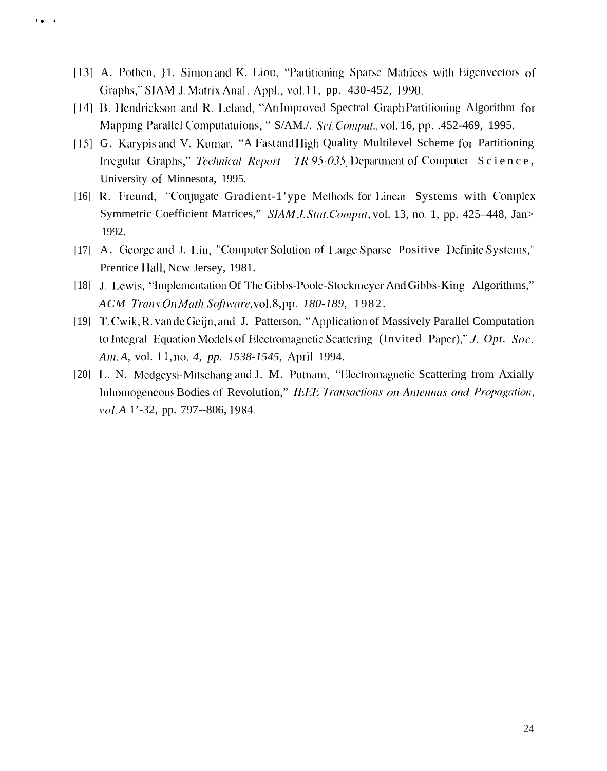[13] A. Pothen, H. Simon and K. Liou, "Partitioning Sparse Matrices with Eigenvectors of Graphs," SIAM J. Matrix Anal. Appl., vol. 11, pp. 430-452, 1990.

[14] B. Hendrickson and R. Leland, "An Improved Spectral Graph Partitioning Algorithm for Mapping Parallel Computatuions, " S/AM./. *Sci. Comput.*, vol. 16, pp. .452-469, 1995.

[15] G. Karypis and V. Kumar, "A Fast and High Quality Multilevel Scheme for Partitioning Irregular Graphs," *Technical Report TR 95-035*, Department of Computer Science, University of Minnesota, 1995.

[16] R. Freund, "Conjugate Gradient-1'ype Methods for Linear Systems with Complex Symmetric Coefficient Matrices," *SIAM J. Stat. Comput*, vol. 13, no. 1, pp. 425–448, Jan> 1992.

[17] A. George and J. Liu, "Computer Solution of Large Sparse Positive Definite Systems," Prentice Hall, New Jersey, 1981.

[18] J. Lewis, "Implementation Of The Gibbs-Poole-Stockmeyer And Gibbs-King Algorithms," *ACM Trans. On Math. Software*, vol. 8, pp. *180-189*, 1982.

[19] T. Cwik, R. van de Geijn, and J. Patterson, "Application of Massively Parallel Computation to Integral Equation Models of Electromagnetic Scattering (Invited Paper)," *J. Opt. Soc. Am. A*, vol. 11, no. *4, pp. 1538-1545,* April 1994.

[20] L. N. Medgeysi-Mitschang and J. M. Putnam, "Electromagnetic Scattering from Axially Inhomogeneous Bodies of Revolution," *IEEE Transactions on Antennas and Propagation, vol. A* 1'-32, pp. 797--806, 1984.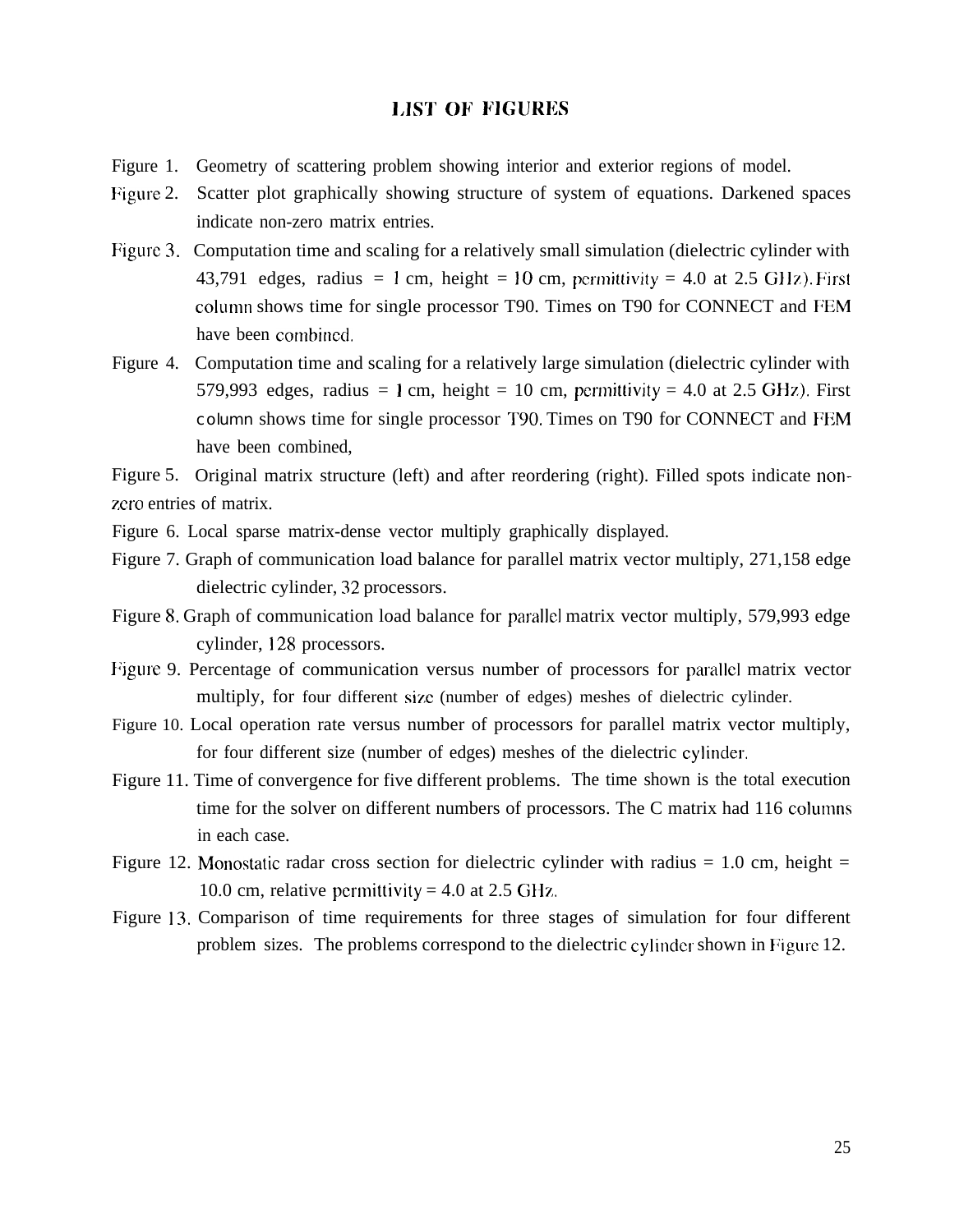## LIST OF FIGURES

Figure 1. Geometry of scattering problem showing interior and exterior regions of model.

Figure 2. Scatter plot graphically showing structure of system of equations. Darkened spaces indicate non-zero matrix entries.

Figure 3. Computation time and scaling for a relatively small simulation (dielectric cylinder with 43,791 edges, radius = 1 cm, height = 10 cm, permittivity = 4.0 at 2.5 GHz). First column shows time for single processor T90. Times on T90 for CONNECT and FEM have been combined.

Figure 4. Computation time and scaling for a relatively large simulation (dielectric cylinder with 579,993 edges, radius = 1 cm, height = 10 cm, permittivity = 4.0 at 2.5 GHz). First column shows time for single processor T90. Times on T90 for CONNECT and FEM have been combined,

Figure 5. Original matrix structure (left) and after reordering (right). Filled spots indicate non-zero entries of matrix.

Figure 6. Local sparse matrix-dense vector multiply graphically displayed.

Figure 7. Graph of communication load balance for parallel matrix vector multiply, 271,158 edge dielectric cylinder, 32 processors.

Figure 8. Graph of communication load balance for parallel matrix vector multiply, 579,993 edge cylinder, 128 processors.

Figure 9. Percentage of communication versus number of processors for parallel matrix vector multiply, for four different size (number of edges) meshes of dielectric cylinder.

Figure 10. Local operation rate versus number of processors for parallel matrix vector multiply, for four different size (number of edges) meshes of the dielectric cylinder.

Figure 11. Time of convergence for five different problems. The time shown is the total execution time for the solver on different numbers of processors. The C matrix had 116 columns in each case.

Figure 12. Monostatic radar cross section for dielectric cylinder with radius = 1.0 cm, height = 10.0 cm, relative permittivity = 4.0 at 2.5 GHz.

Figure 13. Comparison of time requirements for three stages of simulation for four different problem sizes. The problems correspond to the dielectric cylinder shown in Figure 12.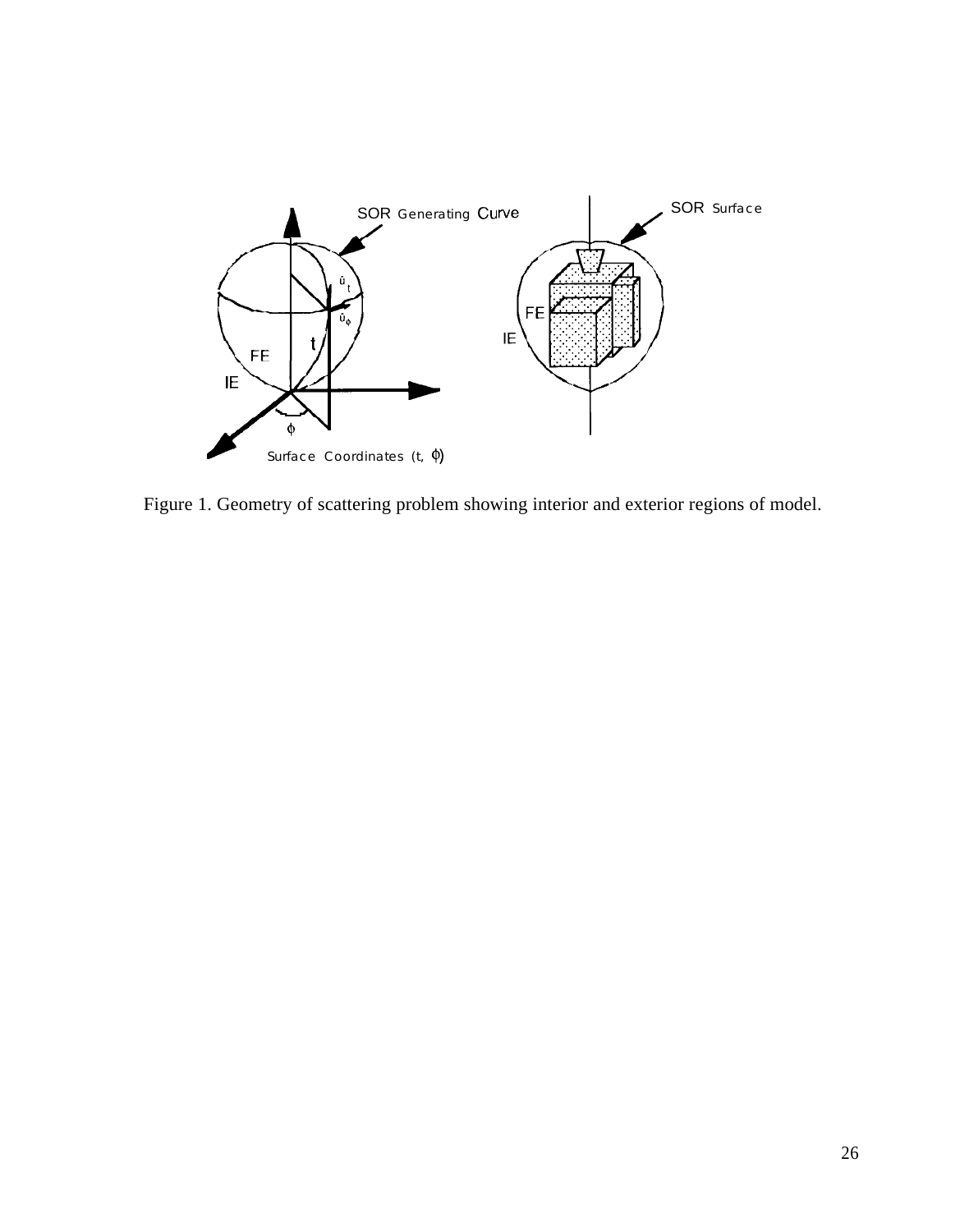Figure 1. Geometry of scattering problem showing interior and exterior regions of model.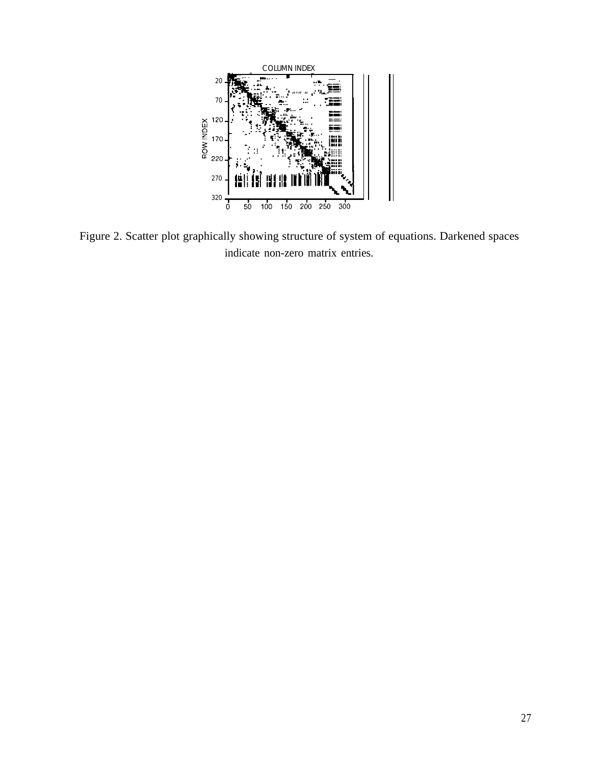Figure 2. Scatter plot graphically showing structure of system of equations. Darkened spaces indicate non-zero matrix entries.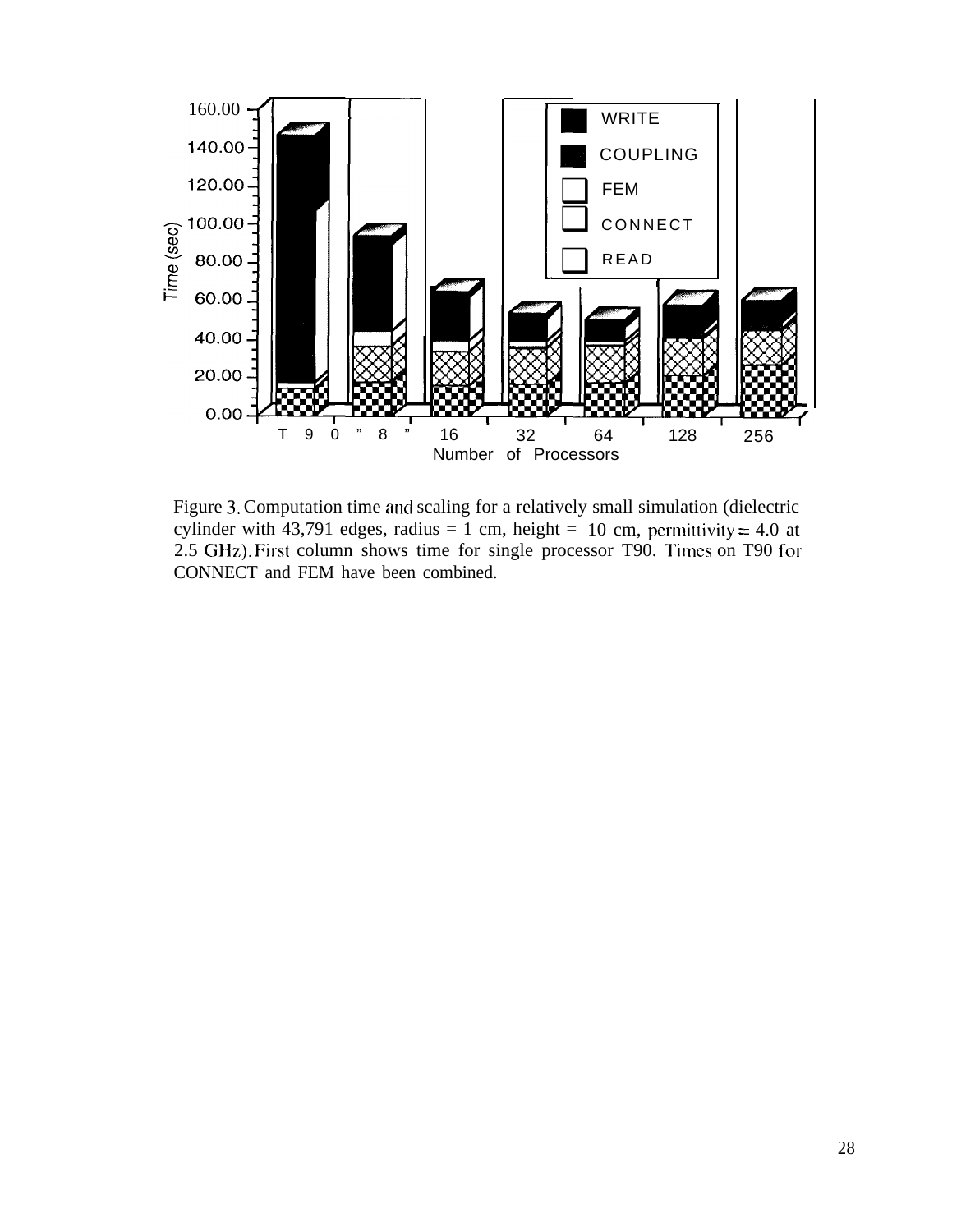Figure 3. Computation time and scaling for a relatively small simulation (dielectric cylinder with 43,791 edges, radius = 1 cm, height = 10 cm, permittivity = 4.0 at 2.5 GHz). First column shows time for single processor T90. Times on T90 for CONNECT and FEM have been combined.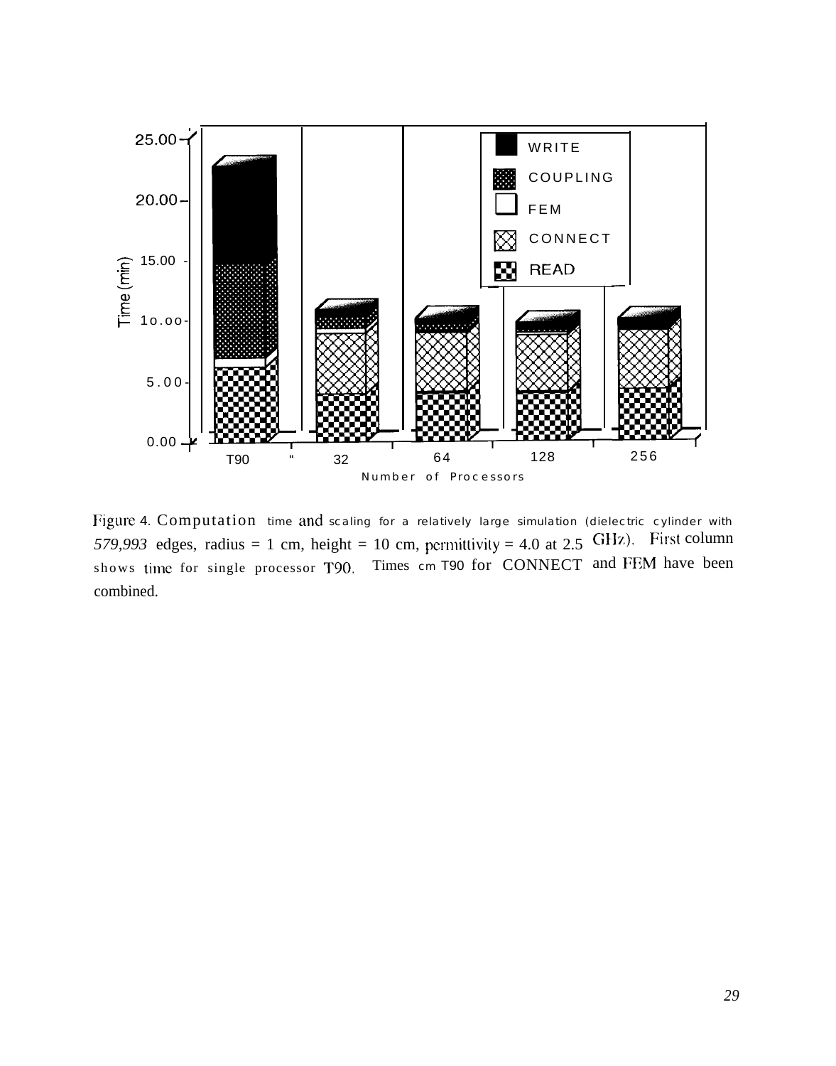Figure 4. Computation time and scaling for a relatively large simulation (dielectric cylinder with *579,993* edges, radius = 1 cm, height = 10 cm, permittivity = 4.0 at 2.5 GHz). First column shows time for single processor T90. Times cm T90 for CONNECT and FEM have been combined.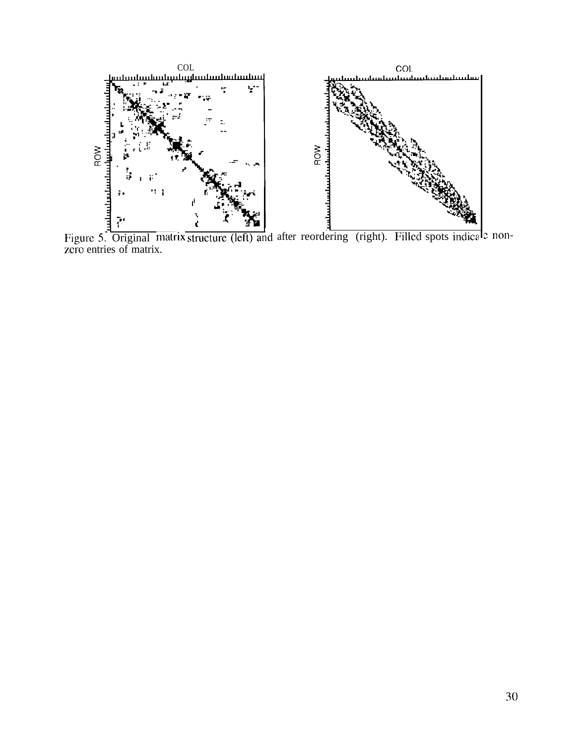Figure 5. Original matrix structure (left) and after reordering (right). Filled spots indicate non-zero entries of matrix.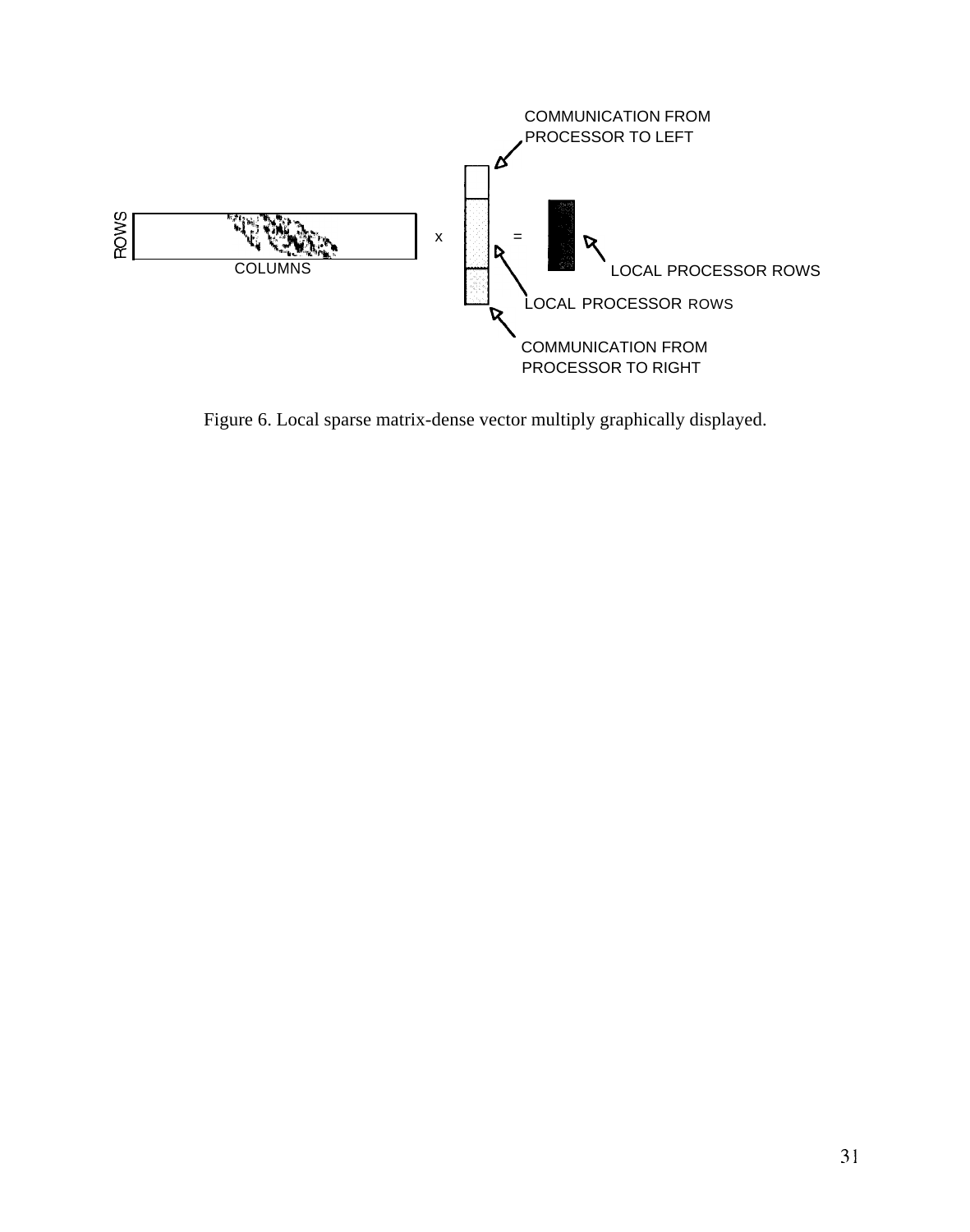COMMUNICATION FROM PROCESSOR TO LEFT

ROWS

COLUMNS

x

=

LOCAL PROCESSOR ROWS

LOCAL PROCESSOR ROWS

COMMUNICATION FROM PROCESSOR TO RIGHT

Figure 6. Local sparse matrix-dense vector multiply graphically displayed.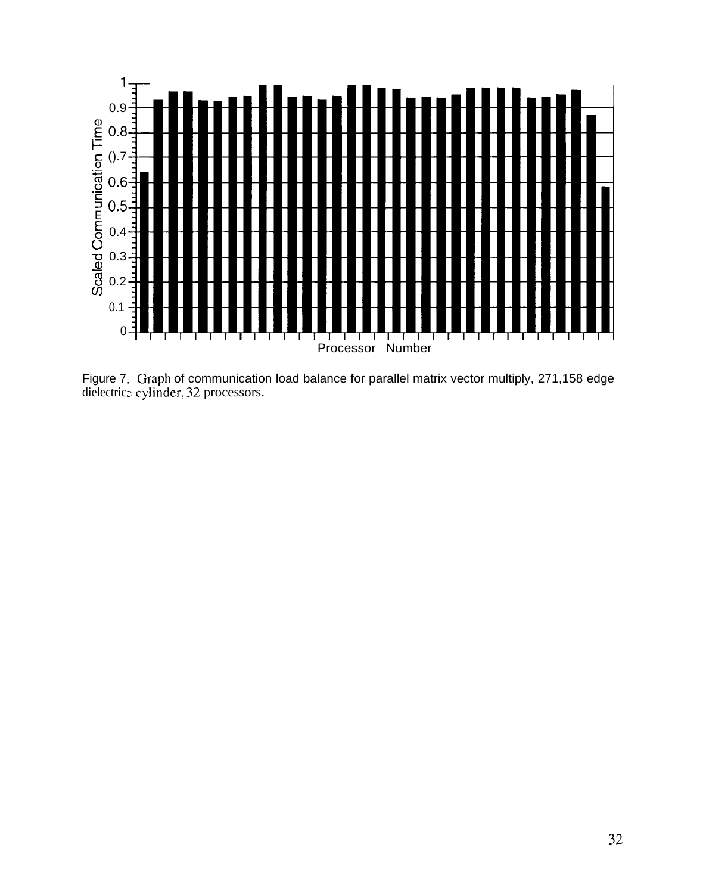Figure 7. Graph of communication load balance for parallel matrix vector multiply, 271,158 edge dielectricc cylinder, 32 processors.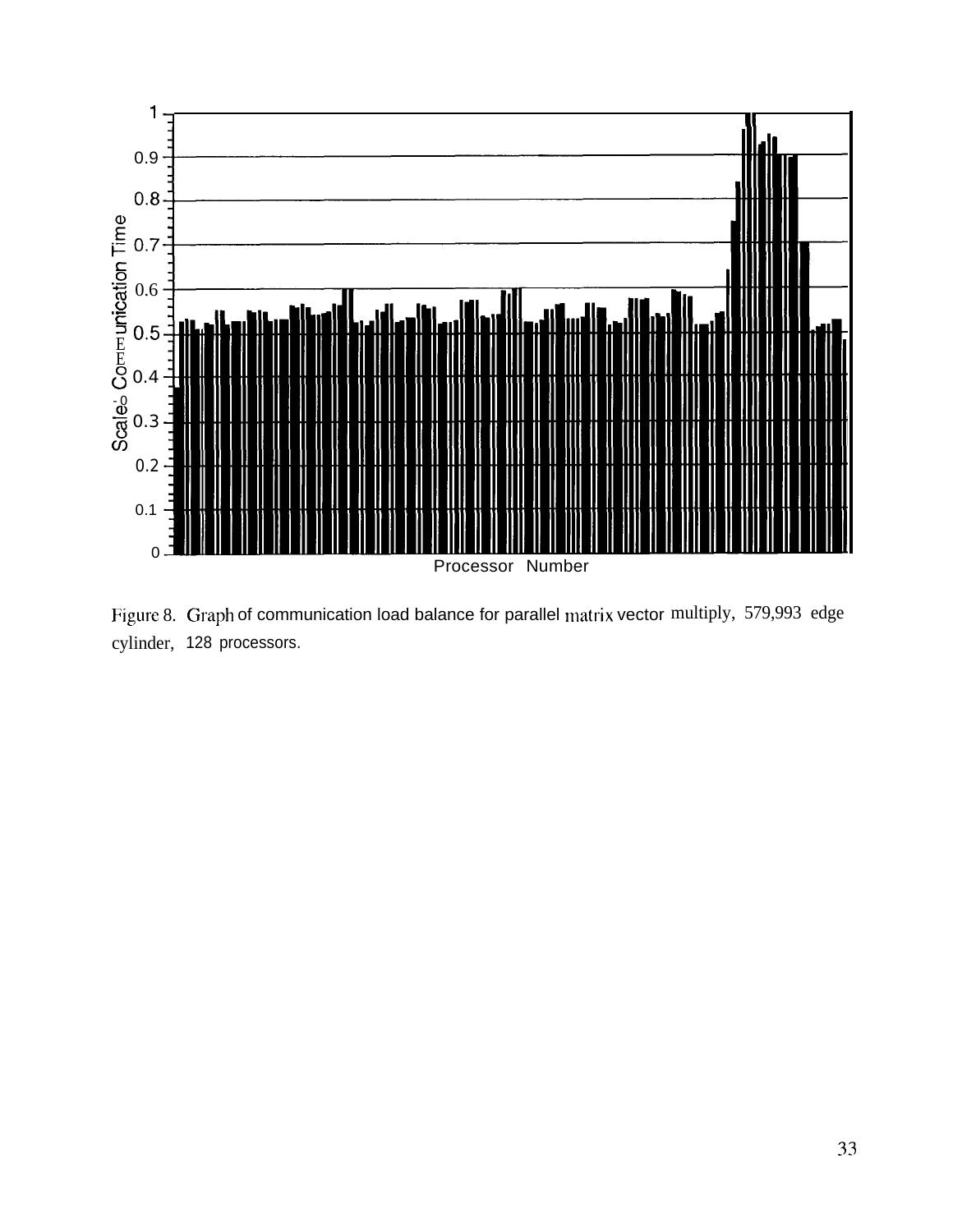Figure 8. Graph of communication load balance for parallel matrix vector multiply, 579,993 edge cylinder, 128 processors.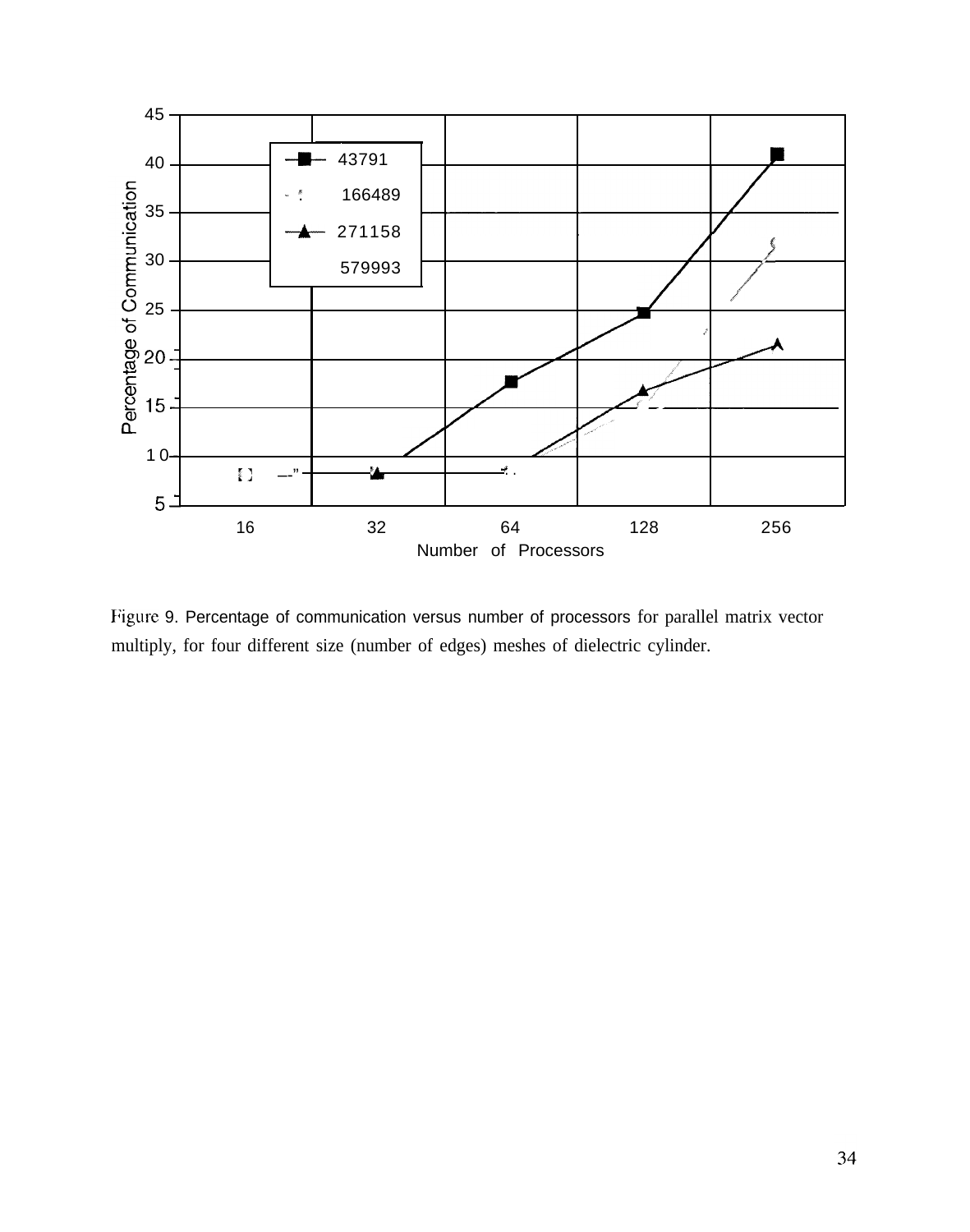Figure 9. Percentage of communication versus number of processors for parallel matrix vector multiply, for four different size (number of edges) meshes of dielectric cylinder.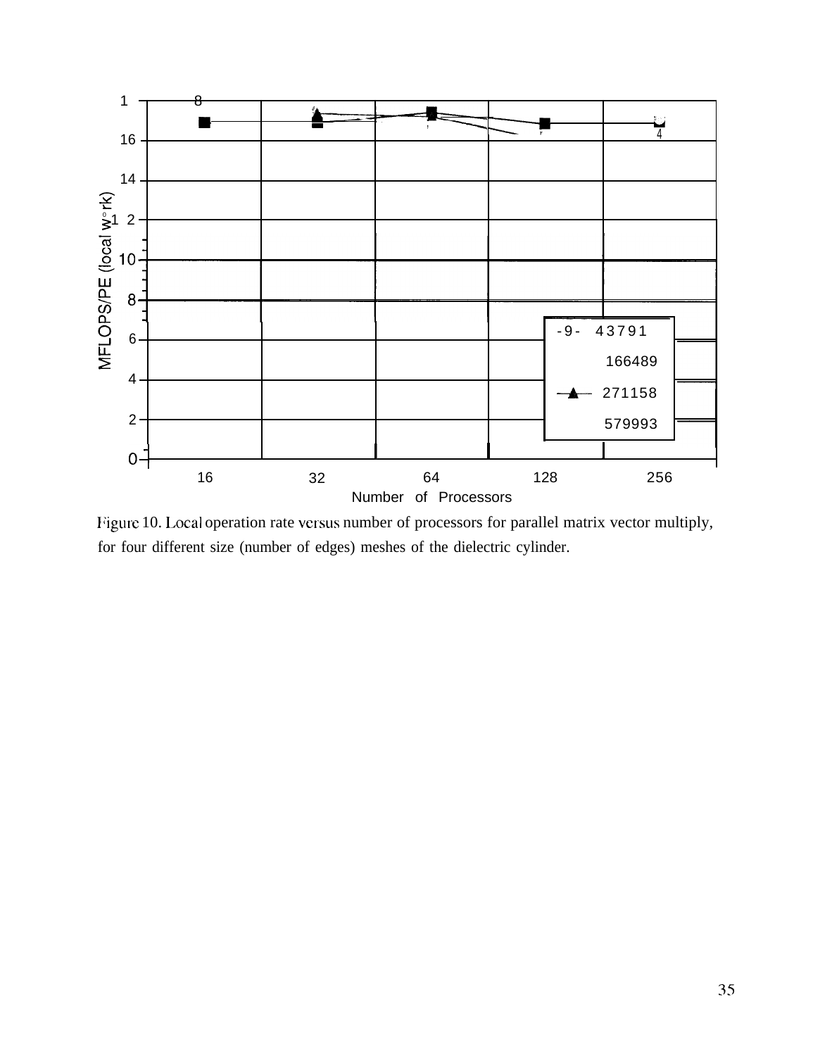Figure 10. Local operation rate versus number of processors for parallel matrix vector multiply, for four different size (number of edges) meshes of the dielectric cylinder.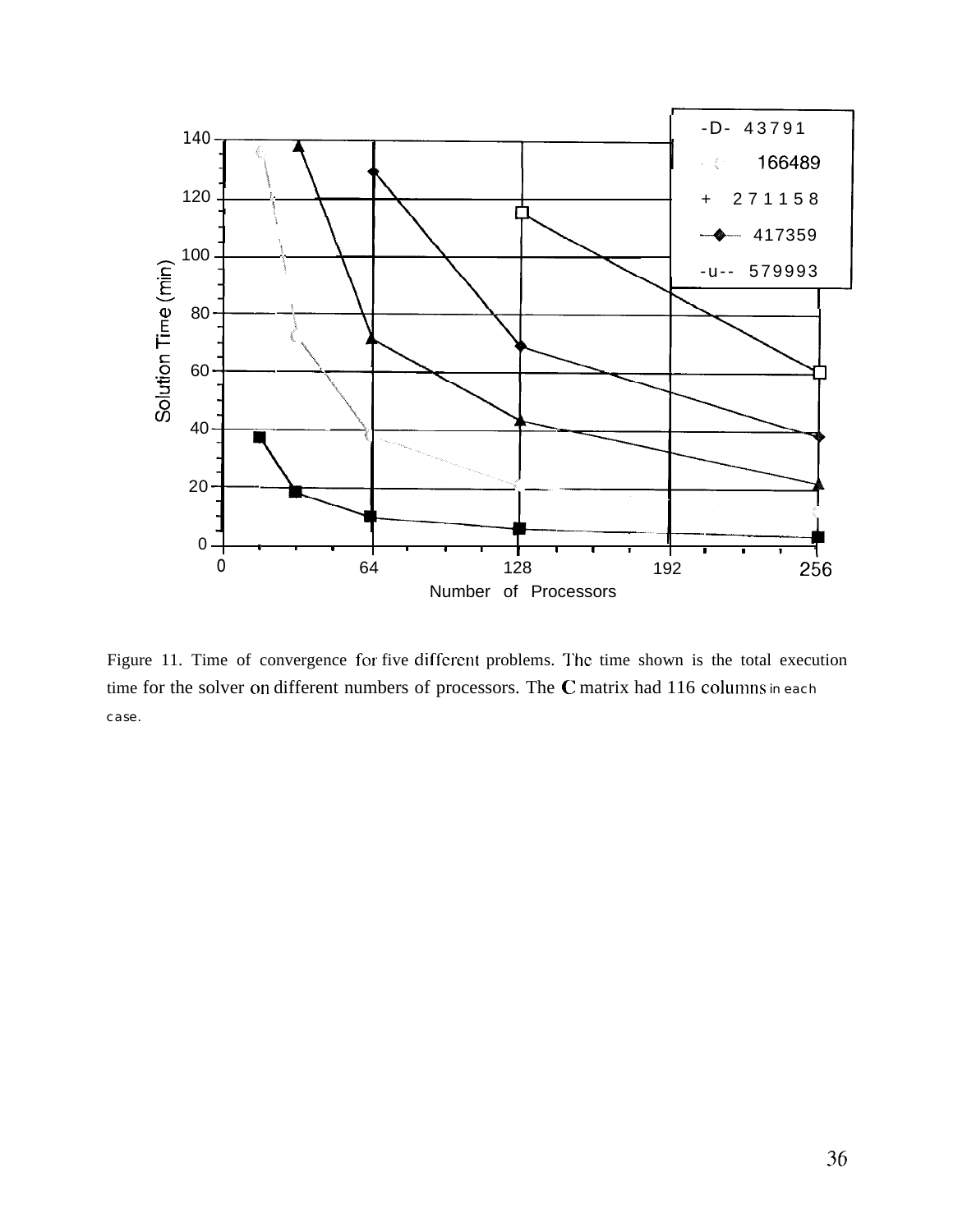Figure 11. Time of convergence for five different problems. The time shown is the total execution time for the solver on different numbers of processors. The C matrix had 116 columns in each case.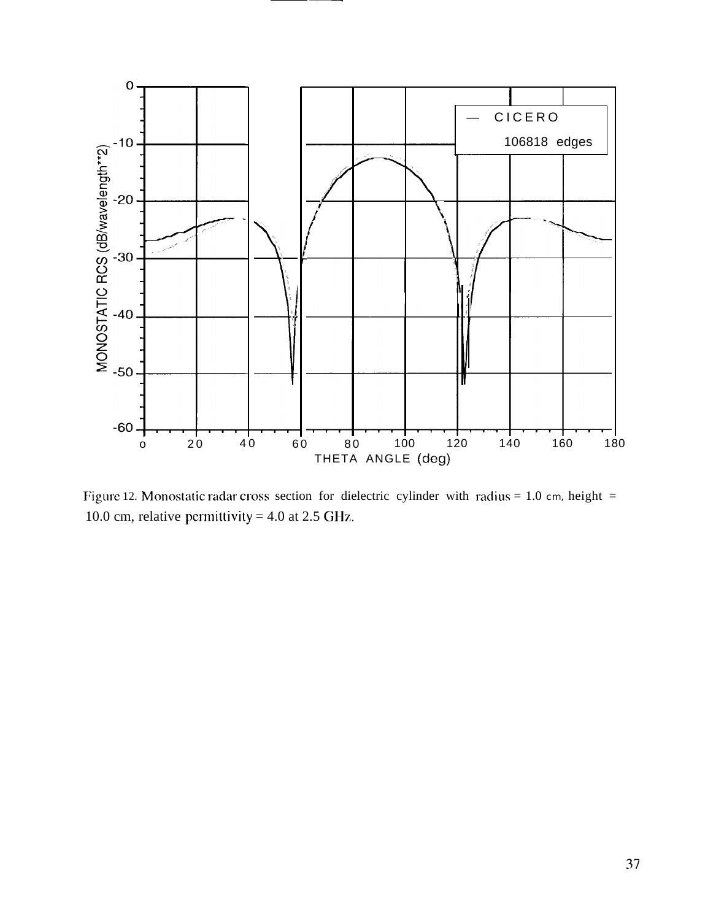Figure 12. Monostatic radar cross section for dielectric cylinder with radius = 1.0 cm, height = 10.0 cm, relative permittivity = 4.0 at 2.5 GHz.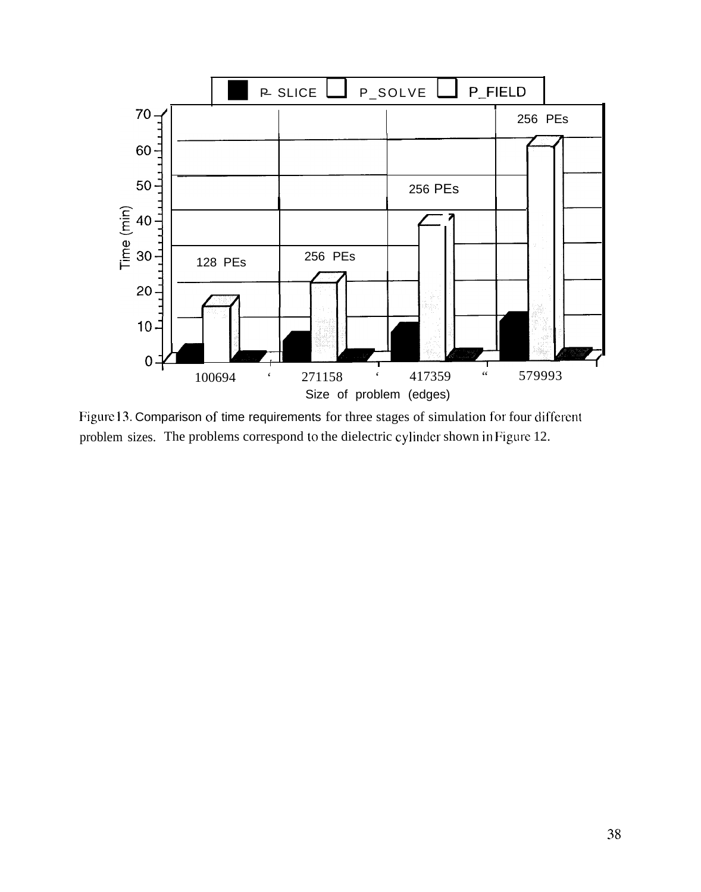P_SLICE P_SOLVE P_FIELD

70
60
50
40
30
20
10
0

Time (min)

128 PEs

256 PEs

256 PEs

256 PEs

100694

271158

417359

579993

Size of problem (edges)

Figure 13. Comparison of time requirements for three stages of simulation for four different problem sizes. The problems correspond to the dielectric cylinder shown in Figure 12.